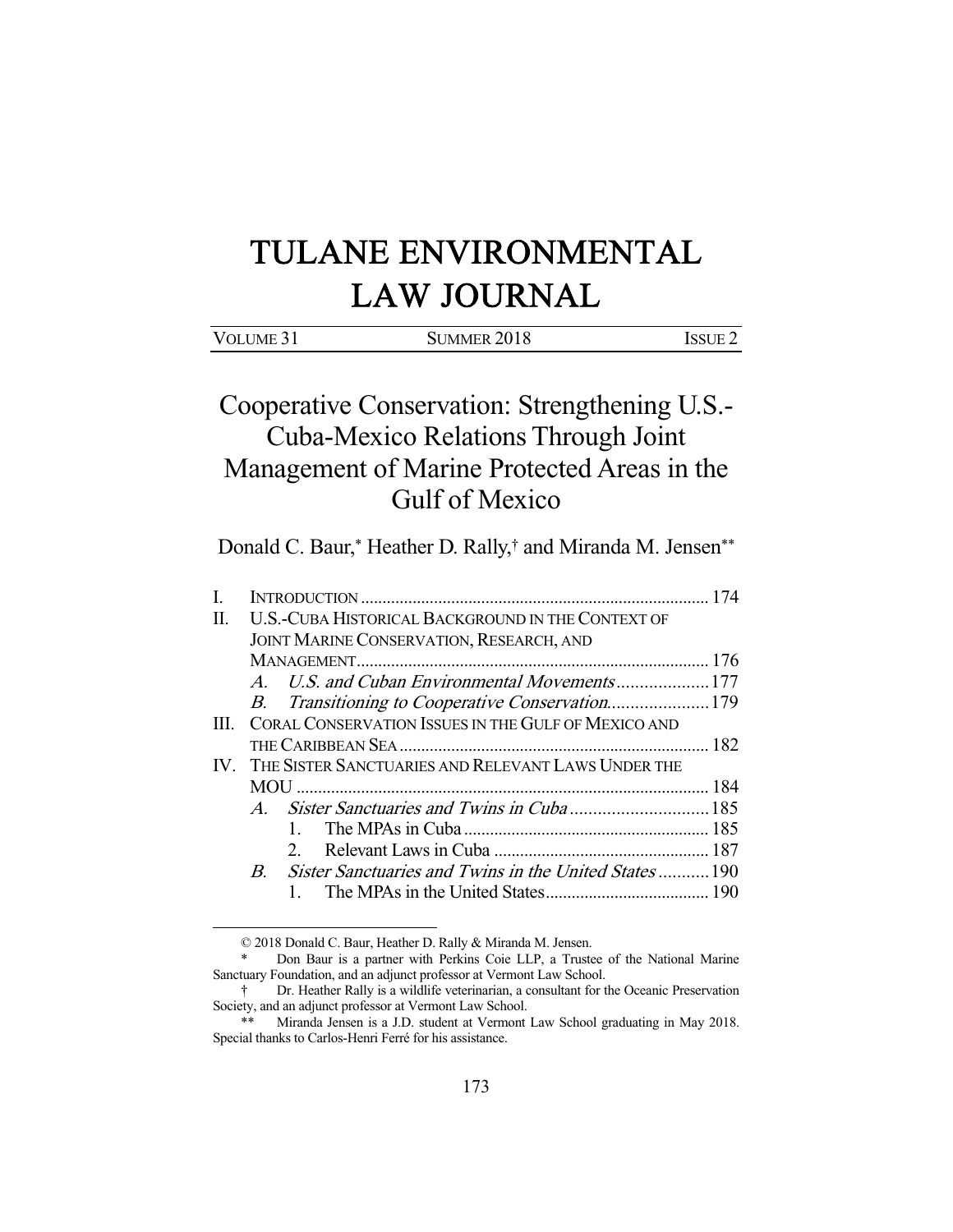# TULANE ENVIRONMENTAL LAW JOURNAL

| VOLUME 31 | SUMMER 2018 | ISSUE 2 |
|---|---|---|

## Cooperative Conservation: Strengthening U.S.-Cuba-Mexico Relations Through Joint Management of Marine Protected Areas in the Gulf of Mexico

Donald C. Baur,* Heather D. Rally,† and Miranda M. Jensen**

I. INTRODUCTION ........................................................................ 174
II. U.S.-CUBA HISTORICAL BACKGROUND IN THE CONTEXT OF JOINT MARINE CONSERVATION, RESEARCH, AND MANAGEMENT ........................................................................ 176
  A. *U.S. and Cuban Environmental Movements* .................... 177
  B. *Transitioning to Cooperative Conservation* ...................... 179
III. CORAL CONSERVATION ISSUES IN THE GULF OF MEXICO AND THE CARIBBEAN SEA ........................................................................ 182
IV. THE SISTER SANCTUARIES AND RELEVANT LAWS UNDER THE MOU ........................................................................ 184
  A. *Sister Sanctuaries and Twins in Cuba* .............................. 185
    1. The MPAs in Cuba ........................................................ 185
    2. Relevant Laws in Cuba ................................................. 187
  B. *Sister Sanctuaries and Twins in the United States* ........... 190
    1. The MPAs in the United States ...................................... 190

---

© 2018 Donald C. Baur, Heather D. Rally & Miranda M. Jensen.

\* Don Baur is a partner with Perkins Coie LLP, a Trustee of the National Marine Sanctuary Foundation, and an adjunct professor at Vermont Law School.

† Dr. Heather Rally is a wildlife veterinarian, a consultant for the Oceanic Preservation Society, and an adjunct professor at Vermont Law School.

** Miranda Jensen is a J.D. student at Vermont Law School graduating in May 2018. Special thanks to Carlos-Henri Ferré for his assistance.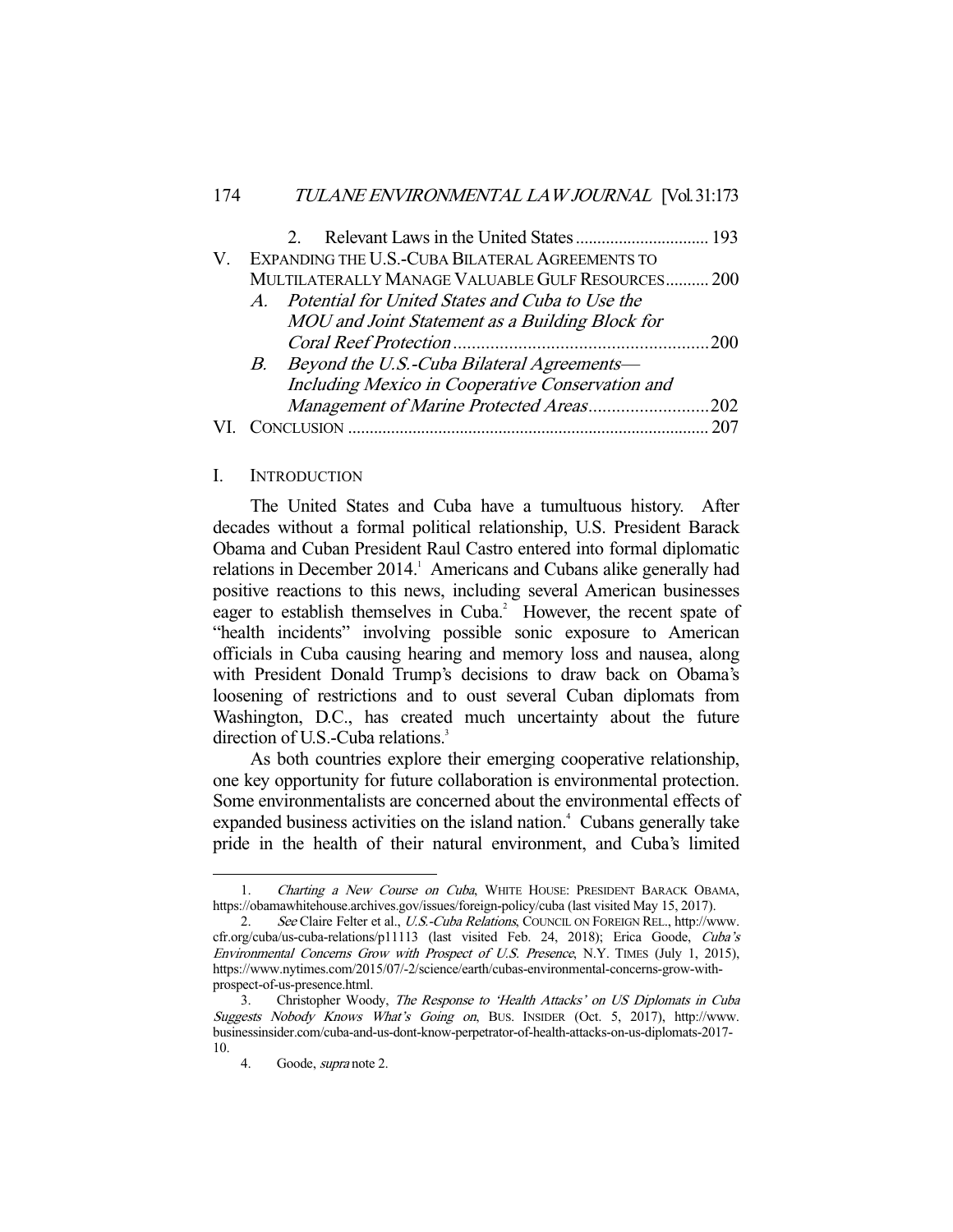2. Relevant Laws in the United States ............................... 193

V. EXPANDING THE U.S.-CUBA BILATERAL AGREEMENTS TO MULTILATERALLY MANAGE VALUABLE GULF RESOURCES .......... 200

A. *Potential for United States and Cuba to Use the MOU and Joint Statement as a Building Block for Coral Reef Protection* ....................................................... 200

B. *Beyond the U.S.-Cuba Bilateral Agreements—Including Mexico in Cooperative Conservation and Management of Marine Protected Areas* .......................... 202

VI. CONCLUSION .................................................................................. 207

## I. INTRODUCTION

The United States and Cuba have a tumultuous history. After decades without a formal political relationship, U.S. President Barack Obama and Cuban President Raul Castro entered into formal diplomatic relations in December 2014.[1] Americans and Cubans alike generally had positive reactions to this news, including several American businesses eager to establish themselves in Cuba.[2] However, the recent spate of "health incidents" involving possible sonic exposure to American officials in Cuba causing hearing and memory loss and nausea, along with President Donald Trump's decisions to draw back on Obama's loosening of restrictions and to oust several Cuban diplomats from Washington, D.C., has created much uncertainty about the future direction of U.S.-Cuba relations.[3]

As both countries explore their emerging cooperative relationship, one key opportunity for future collaboration is environmental protection. Some environmentalists are concerned about the environmental effects of expanded business activities on the island nation.[4] Cubans generally take pride in the health of their natural environment, and Cuba's limited

---

1. *Charting a New Course on Cuba*, WHITE HOUSE: PRESIDENT BARACK OBAMA, https://obamawhitehouse.archives.gov/issues/foreign-policy/cuba (last visited May 15, 2017).

2. *See* Claire Felter et al., *U.S.-Cuba Relations*, COUNCIL ON FOREIGN REL., http://www.cfr.org/cuba/us-cuba-relations/p11113 (last visited Feb. 24, 2018); Erica Goode, *Cuba's Environmental Concerns Grow with Prospect of U.S. Presence*, N.Y. TIMES (July 1, 2015), https://www.nytimes.com/2015/07/-2/science/earth/cubas-environmental-concerns-grow-with-prospect-of-us-presence.html.

3. Christopher Woody, *The Response to 'Health Attacks' on US Diplomats in Cuba Suggests Nobody Knows What's Going on*, BUS. INSIDER (Oct. 5, 2017), http://www.businessinsider.com/cuba-and-us-dont-know-perpetrator-of-health-attacks-on-us-diplomats-2017-10.

4. Goode, *supra* note 2.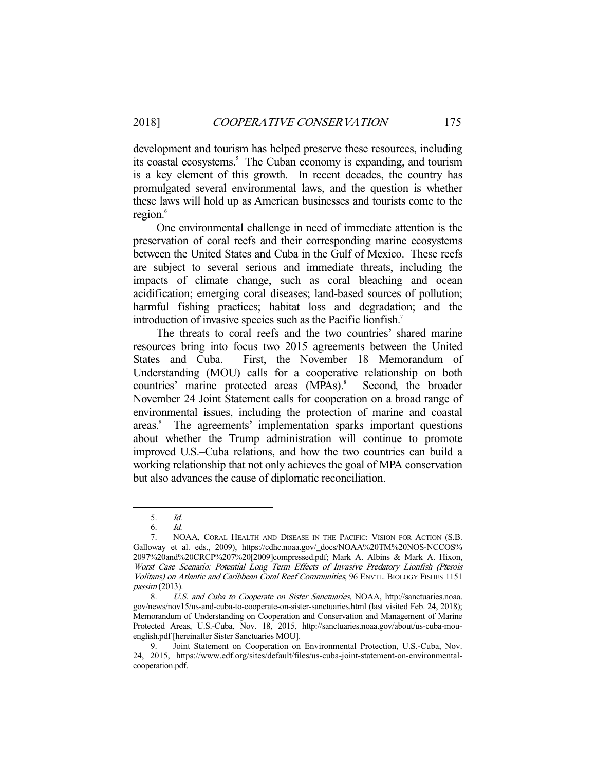development and tourism has helped preserve these resources, including its coastal ecosystems.[5] The Cuban economy is expanding, and tourism is a key element of this growth. In recent decades, the country has promulgated several environmental laws, and the question is whether these laws will hold up as American businesses and tourists come to the region.[6]

One environmental challenge in need of immediate attention is the preservation of coral reefs and their corresponding marine ecosystems between the United States and Cuba in the Gulf of Mexico. These reefs are subject to several serious and immediate threats, including the impacts of climate change, such as coral bleaching and ocean acidification; emerging coral diseases; land-based sources of pollution; harmful fishing practices; habitat loss and degradation; and the introduction of invasive species such as the Pacific lionfish.[7]

The threats to coral reefs and the two countries' shared marine resources bring into focus two 2015 agreements between the United States and Cuba. First, the November 18 Memorandum of Understanding (MOU) calls for a cooperative relationship on both countries' marine protected areas (MPAs).[8] Second, the broader November 24 Joint Statement calls for cooperation on a broad range of environmental issues, including the protection of marine and coastal areas.[9] The agreements' implementation sparks important questions about whether the Trump administration will continue to promote improved U.S.–Cuba relations, and how the two countries can build a working relationship that not only achieves the goal of MPA conservation but also advances the cause of diplomatic reconciliation.

---

5. *Id.*
6. *Id.*
7. NOAA, CORAL HEALTH AND DISEASE IN THE PACIFIC: VISION FOR ACTION (S.B. Galloway et al. eds., 2009), https://cdhc.noaa.gov/_docs/NOAA%20TM%20NOS-NCCOS%2097%20and%20CRCP%207%20[2009]compressed.pdf; Mark A. Albins & Mark A. Hixon, *Worst Case Scenario: Potential Long Term Effects of Invasive Predatory Lionfish (Pterois Volitans) on Atlantic and Caribbean Coral Reef Communities*, 96 ENVTL. BIOLOGY FISHES 1151 *passim* (2013).
8. *U.S. and Cuba to Cooperate on Sister Sanctuaries*, NOAA, http://sanctuaries.noaa.gov/news/nov15/us-and-cuba-to-cooperate-on-sister-sanctuaries.html (last visited Feb. 24, 2018); Memorandum of Understanding on Cooperation and Conservation and Management of Marine Protected Areas, U.S.-Cuba, Nov. 18, 2015, http://sanctuaries.noaa.gov/about/us-cuba-mou-english.pdf [hereinafter Sister Sanctuaries MOU].
9. Joint Statement on Cooperation on Environmental Protection, U.S.-Cuba, Nov. 24, 2015, https://www.edf.org/sites/default/files/us-cuba-joint-statement-on-environmental-cooperation.pdf.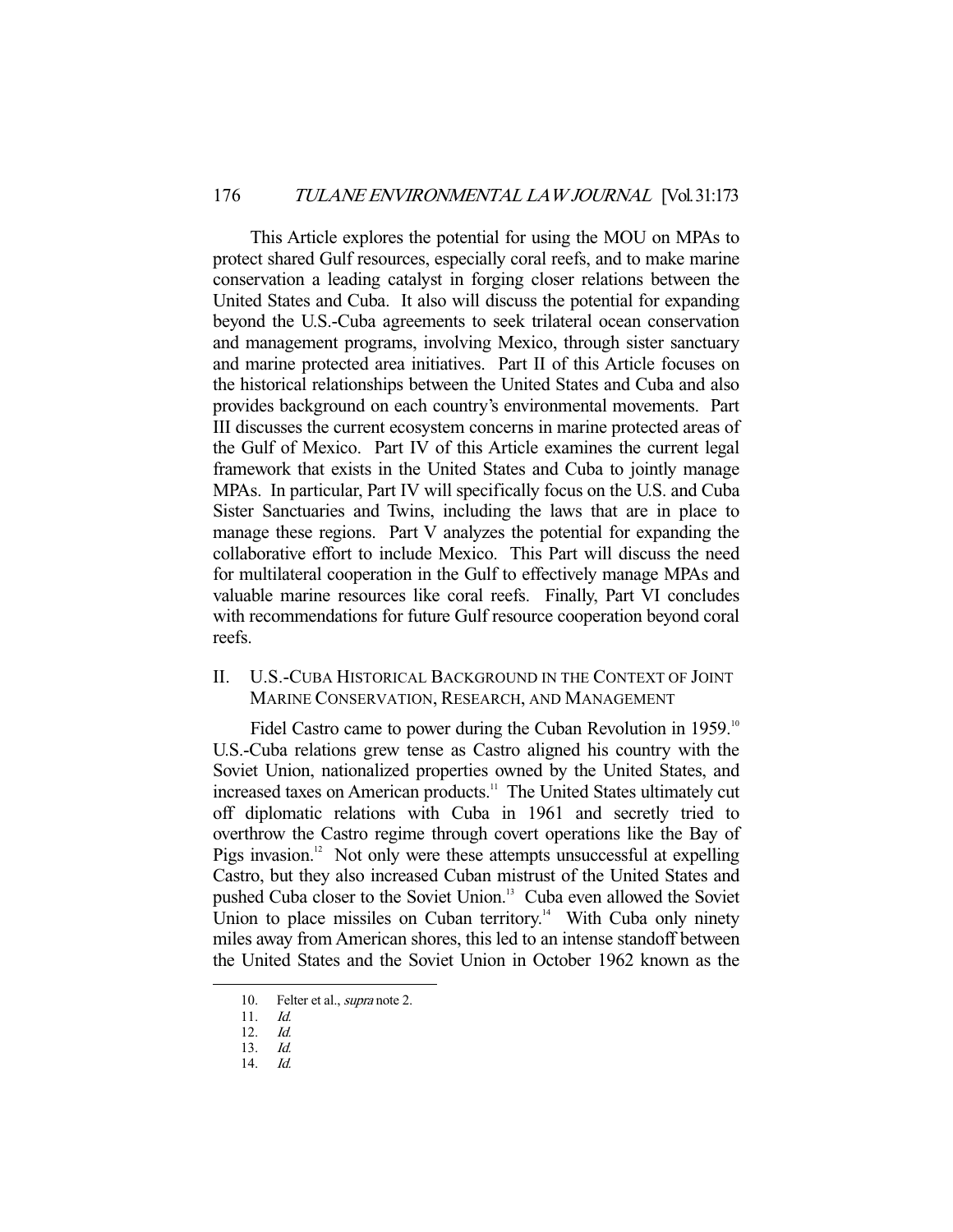This Article explores the potential for using the MOU on MPAs to protect shared Gulf resources, especially coral reefs, and to make marine conservation a leading catalyst in forging closer relations between the United States and Cuba. It also will discuss the potential for expanding beyond the U.S.-Cuba agreements to seek trilateral ocean conservation and management programs, involving Mexico, through sister sanctuary and marine protected area initiatives. Part II of this Article focuses on the historical relationships between the United States and Cuba and also provides background on each country's environmental movements. Part III discusses the current ecosystem concerns in marine protected areas of the Gulf of Mexico. Part IV of this Article examines the current legal framework that exists in the United States and Cuba to jointly manage MPAs. In particular, Part IV will specifically focus on the U.S. and Cuba Sister Sanctuaries and Twins, including the laws that are in place to manage these regions. Part V analyzes the potential for expanding the collaborative effort to include Mexico. This Part will discuss the need for multilateral cooperation in the Gulf to effectively manage MPAs and valuable marine resources like coral reefs. Finally, Part VI concludes with recommendations for future Gulf resource cooperation beyond coral reefs.

## II. U.S.-Cuba Historical Background in the Context of Joint Marine Conservation, Research, and Management

Fidel Castro came to power during the Cuban Revolution in 1959.[10] U.S.-Cuba relations grew tense as Castro aligned his country with the Soviet Union, nationalized properties owned by the United States, and increased taxes on American products.[11] The United States ultimately cut off diplomatic relations with Cuba in 1961 and secretly tried to overthrow the Castro regime through covert operations like the Bay of Pigs invasion.[12] Not only were these attempts unsuccessful at expelling Castro, but they also increased Cuban mistrust of the United States and pushed Cuba closer to the Soviet Union.[13] Cuba even allowed the Soviet Union to place missiles on Cuban territory.[14] With Cuba only ninety miles away from American shores, this led to an intense standoff between the United States and the Soviet Union in October 1962 known as the

---

10. Felter et al., *supra* note 2.
11. *Id.*
12. *Id.*
13. *Id.*
14. *Id.*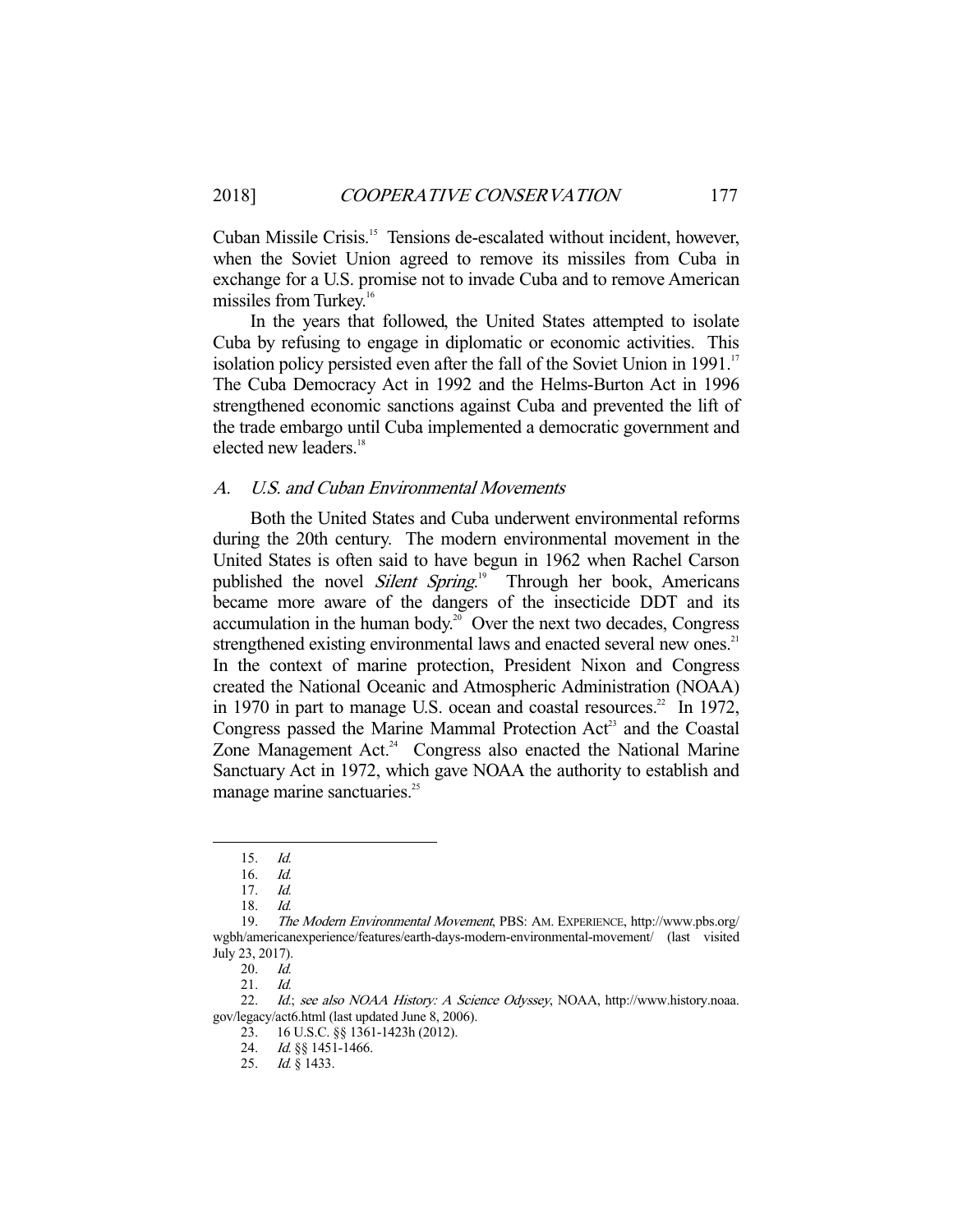Cuban Missile Crisis.[15] Tensions de-escalated without incident, however, when the Soviet Union agreed to remove its missiles from Cuba in exchange for a U.S. promise not to invade Cuba and to remove American missiles from Turkey.[16]

In the years that followed, the United States attempted to isolate Cuba by refusing to engage in diplomatic or economic activities. This isolation policy persisted even after the fall of the Soviet Union in 1991.[17] The Cuba Democracy Act in 1992 and the Helms-Burton Act in 1996 strengthened economic sanctions against Cuba and prevented the lift of the trade embargo until Cuba implemented a democratic government and elected new leaders.[18]

### *A. U.S. and Cuban Environmental Movements*

Both the United States and Cuba underwent environmental reforms during the 20th century. The modern environmental movement in the United States is often said to have begun in 1962 when Rachel Carson published the novel *Silent Spring*.[19] Through her book, Americans became more aware of the dangers of the insecticide DDT and its accumulation in the human body.[20] Over the next two decades, Congress strengthened existing environmental laws and enacted several new ones.[21] In the context of marine protection, President Nixon and Congress created the National Oceanic and Atmospheric Administration (NOAA) in 1970 in part to manage U.S. ocean and coastal resources.[22] In 1972, Congress passed the Marine Mammal Protection Act[23] and the Coastal Zone Management Act.[24] Congress also enacted the National Marine Sanctuary Act in 1972, which gave NOAA the authority to establish and manage marine sanctuaries.[25]

---

15. *Id.*
16. *Id.*
17. *Id.*
18. *Id.*
19. *The Modern Environmental Movement*, PBS: AM. EXPERIENCE, http://www.pbs.org/wgbh/americanexperience/features/earth-days-modern-environmental-movement/ (last visited July 23, 2017).
20. *Id.*
21. *Id.*
22. *Id.*; *see also NOAA History: A Science Odyssey*, NOAA, http://www.history.noaa.gov/legacy/act6.html (last updated June 8, 2006).
23. 16 U.S.C. §§ 1361-1423h (2012).
24. *Id.* §§ 1451-1466.
25. *Id.* § 1433.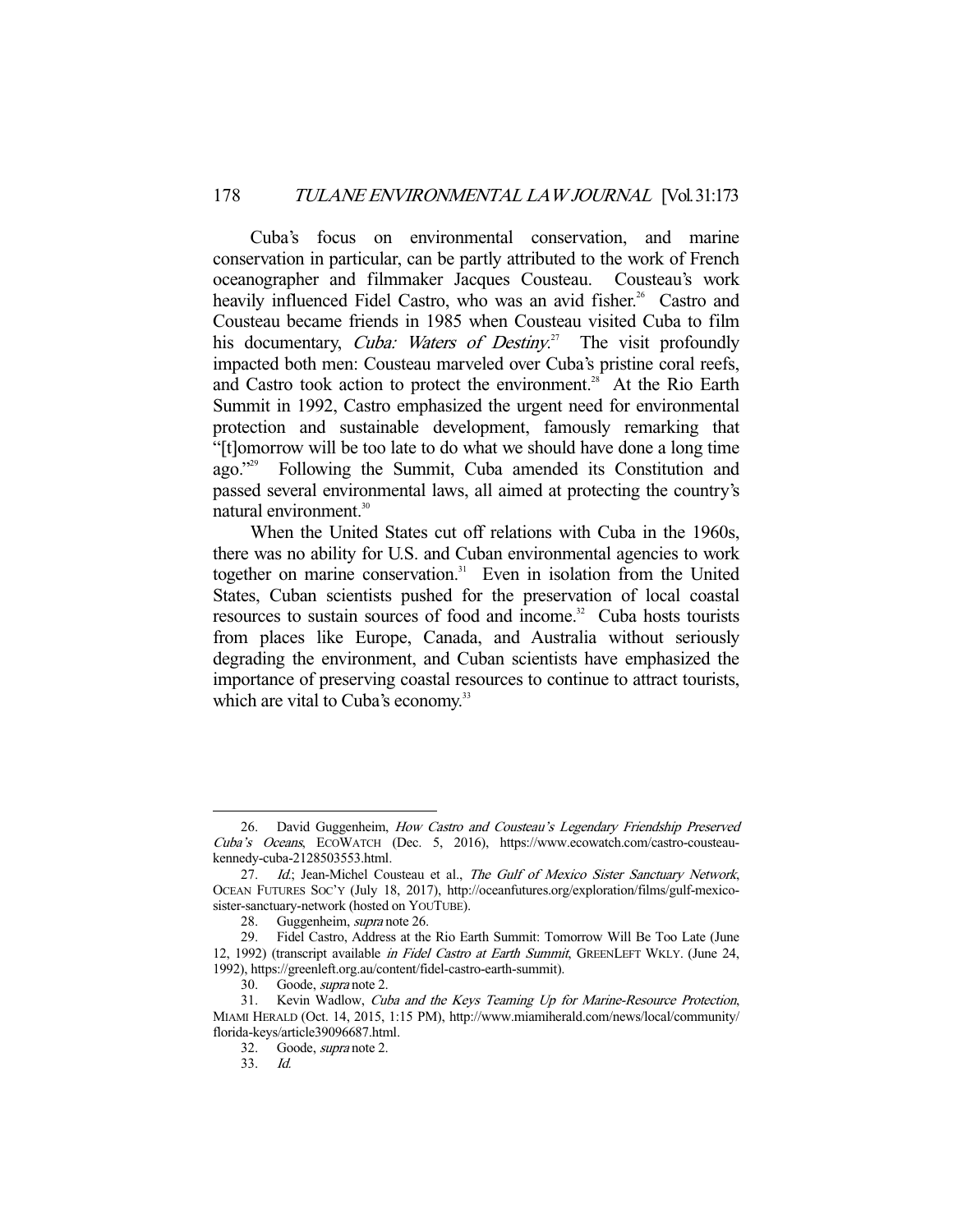Cuba's focus on environmental conservation, and marine conservation in particular, can be partly attributed to the work of French oceanographer and filmmaker Jacques Cousteau. Cousteau's work heavily influenced Fidel Castro, who was an avid fisher.[26] Castro and Cousteau became friends in 1985 when Cousteau visited Cuba to film his documentary, *Cuba: Waters of Destiny*.[27] The visit profoundly impacted both men: Cousteau marveled over Cuba's pristine coral reefs, and Castro took action to protect the environment.[28] At the Rio Earth Summit in 1992, Castro emphasized the urgent need for environmental protection and sustainable development, famously remarking that "[t]omorrow will be too late to do what we should have done a long time ago."[29] Following the Summit, Cuba amended its Constitution and passed several environmental laws, all aimed at protecting the country's natural environment.[30]

When the United States cut off relations with Cuba in the 1960s, there was no ability for U.S. and Cuban environmental agencies to work together on marine conservation.[31] Even in isolation from the United States, Cuban scientists pushed for the preservation of local coastal resources to sustain sources of food and income.[32] Cuba hosts tourists from places like Europe, Canada, and Australia without seriously degrading the environment, and Cuban scientists have emphasized the importance of preserving coastal resources to continue to attract tourists, which are vital to Cuba's economy.[33]

---

26. David Guggenheim, *How Castro and Cousteau's Legendary Friendship Preserved Cuba's Oceans*, ECOWATCH (Dec. 5, 2016), https://www.ecowatch.com/castro-cousteau-kennedy-cuba-2128503553.html.

27. *Id.*; Jean-Michel Cousteau et al., *The Gulf of Mexico Sister Sanctuary Network*, OCEAN FUTURES SOC'Y (July 18, 2017), http://oceanfutures.org/exploration/films/gulf-mexico-sister-sanctuary-network (hosted on YOUTUBE).

28. Guggenheim, *supra* note 26.

29. Fidel Castro, Address at the Rio Earth Summit: Tomorrow Will Be Too Late (June 12, 1992) (transcript available *in Fidel Castro at Earth Summit*, GREENLEFT WKLY. (June 24, 1992), https://greenleft.org.au/content/fidel-castro-earth-summit).

30. Goode, *supra* note 2.

31. Kevin Wadlow, *Cuba and the Keys Teaming Up for Marine-Resource Protection*, MIAMI HERALD (Oct. 14, 2015, 1:15 PM), http://www.miamiherald.com/news/local/community/florida-keys/article39096687.html.

32. Goode, *supra* note 2.

33. *Id.*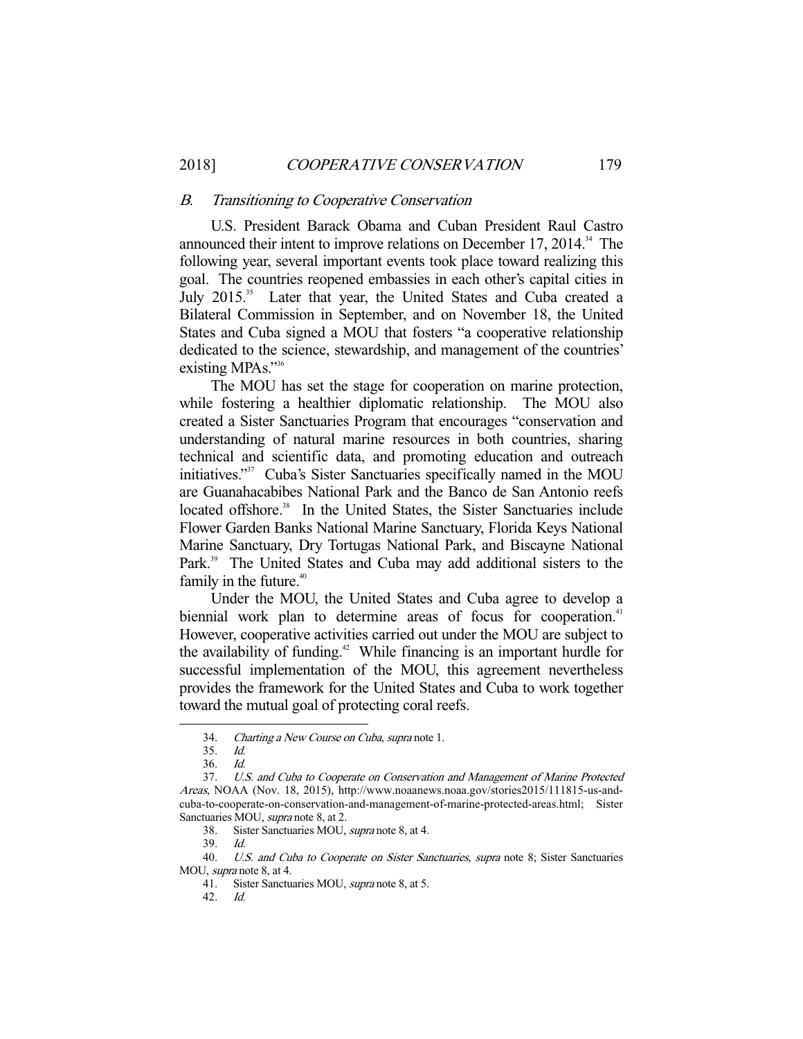### B. *Transitioning to Cooperative Conservation*

U.S. President Barack Obama and Cuban President Raul Castro announced their intent to improve relations on December 17, 2014.[34] The following year, several important events took place toward realizing this goal. The countries reopened embassies in each other's capital cities in July 2015.[35] Later that year, the United States and Cuba created a Bilateral Commission in September, and on November 18, the United States and Cuba signed a MOU that fosters "a cooperative relationship dedicated to the science, stewardship, and management of the countries' existing MPAs."[36]

The MOU has set the stage for cooperation on marine protection, while fostering a healthier diplomatic relationship. The MOU also created a Sister Sanctuaries Program that encourages "conservation and understanding of natural marine resources in both countries, sharing technical and scientific data, and promoting education and outreach initiatives."[37] Cuba's Sister Sanctuaries specifically named in the MOU are Guanahacabibes National Park and the Banco de San Antonio reefs located offshore.[38] In the United States, the Sister Sanctuaries include Flower Garden Banks National Marine Sanctuary, Florida Keys National Marine Sanctuary, Dry Tortugas National Park, and Biscayne National Park.[39] The United States and Cuba may add additional sisters to the family in the future.[40]

Under the MOU, the United States and Cuba agree to develop a biennial work plan to determine areas of focus for cooperation.[41] However, cooperative activities carried out under the MOU are subject to the availability of funding.[42] While financing is an important hurdle for successful implementation of the MOU, this agreement nevertheless provides the framework for the United States and Cuba to work together toward the mutual goal of protecting coral reefs.

---

34. *Charting a New Course on Cuba*, *supra* note 1.
35. *Id.*
36. *Id.*
37. *U.S. and Cuba to Cooperate on Conservation and Management of Marine Protected Areas*, NOAA (Nov. 18, 2015), http://www.noaanews.noaa.gov/stories2015/111815-us-and-cuba-to-cooperate-on-conservation-and-management-of-marine-protected-areas.html; Sister Sanctuaries MOU, *supra* note 8, at 2.
38. Sister Sanctuaries MOU, *supra* note 8, at 4.
39. *Id.*
40. *U.S. and Cuba to Cooperate on Sister Sanctuaries*, *supra* note 8; Sister Sanctuaries MOU, *supra* note 8, at 4.
41. Sister Sanctuaries MOU, *supra* note 8, at 5.
42. *Id.*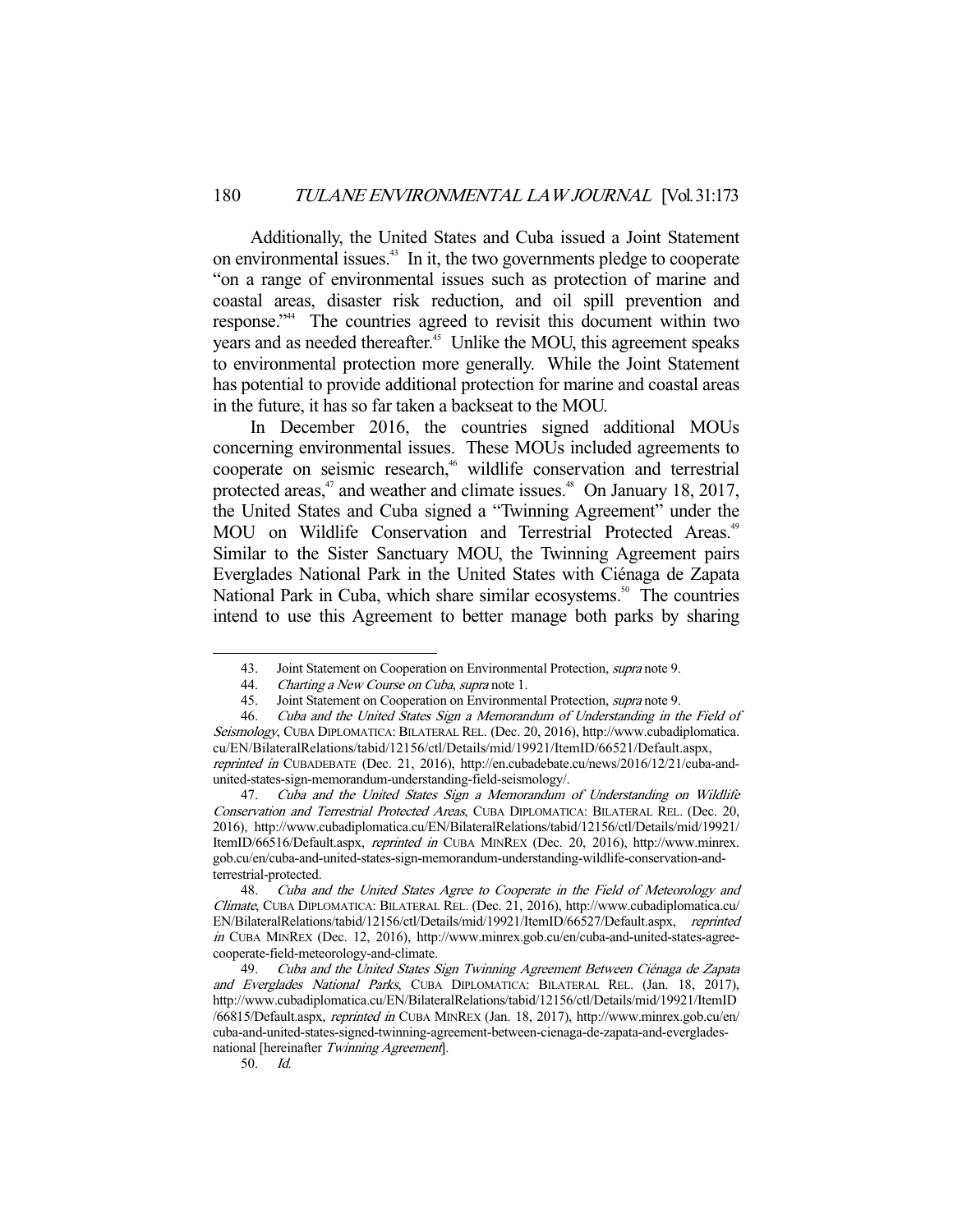Additionally, the United States and Cuba issued a Joint Statement on environmental issues.[43] In it, the two governments pledge to cooperate "on a range of environmental issues such as protection of marine and coastal areas, disaster risk reduction, and oil spill prevention and response."[44] The countries agreed to revisit this document within two years and as needed thereafter.[45] Unlike the MOU, this agreement speaks to environmental protection more generally. While the Joint Statement has potential to provide additional protection for marine and coastal areas in the future, it has so far taken a backseat to the MOU.

In December 2016, the countries signed additional MOUs concerning environmental issues. These MOUs included agreements to cooperate on seismic research,[46] wildlife conservation and terrestrial protected areas,[47] and weather and climate issues.[48] On January 18, 2017, the United States and Cuba signed a "Twinning Agreement" under the MOU on Wildlife Conservation and Terrestrial Protected Areas.[49] Similar to the Sister Sanctuary MOU, the Twinning Agreement pairs Everglades National Park in the United States with Ciénaga de Zapata National Park in Cuba, which share similar ecosystems.[50] The countries intend to use this Agreement to better manage both parks by sharing

---

43. Joint Statement on Cooperation on Environmental Protection, *supra* note 9.

44. *Charting a New Course on Cuba*, *supra* note 1.

45. Joint Statement on Cooperation on Environmental Protection, *supra* note 9.

46. *Cuba and the United States Sign a Memorandum of Understanding in the Field of Seismology*, CUBA DIPLOMATICA: BILATERAL REL. (Dec. 20, 2016), http://www.cubadiplomatica.cu/EN/BilateralRelations/tabid/12156/ctl/Details/mid/19921/ItemID/66521/Default.aspx, *reprinted in* CUBADEBATE (Dec. 21, 2016), http://en.cubadebate.cu/news/2016/12/21/cuba-and-united-states-sign-memorandum-understanding-field-seismology/.

47. *Cuba and the United States Sign a Memorandum of Understanding on Wildlife Conservation and Terrestrial Protected Areas*, CUBA DIPLOMATICA: BILATERAL REL. (Dec. 20, 2016), http://www.cubadiplomatica.cu/EN/BilateralRelations/tabid/12156/ctl/Details/mid/19921/ItemID/66516/Default.aspx, *reprinted in* CUBA MINREX (Dec. 20, 2016), http://www.minrex.gob.cu/en/cuba-and-united-states-sign-memorandum-understanding-wildlife-conservation-and-terrestrial-protected.

48. *Cuba and the United States Agree to Cooperate in the Field of Meteorology and Climate*, CUBA DIPLOMATICA: BILATERAL REL. (Dec. 21, 2016), http://www.cubadiplomatica.cu/EN/BilateralRelations/tabid/12156/ctl/Details/mid/19921/ItemID/66527/Default.aspx, *reprinted in* CUBA MINREX (Dec. 12, 2016), http://www.minrex.gob.cu/en/cuba-and-united-states-agree-cooperate-field-meteorology-and-climate.

49. *Cuba and the United States Sign Twinning Agreement Between Ciénaga de Zapata and Everglades National Parks*, CUBA DIPLOMATICA: BILATERAL REL. (Jan. 18, 2017), http://www.cubadiplomatica.cu/EN/BilateralRelations/tabid/12156/ctl/Details/mid/19921/ItemID/66815/Default.aspx, *reprinted in* CUBA MINREX (Jan. 18, 2017), http://www.minrex.gob.cu/en/cuba-and-united-states-signed-twinning-agreement-between-cienaga-de-zapata-and-everglades-national [hereinafter *Twinning Agreement*].

50. *Id.*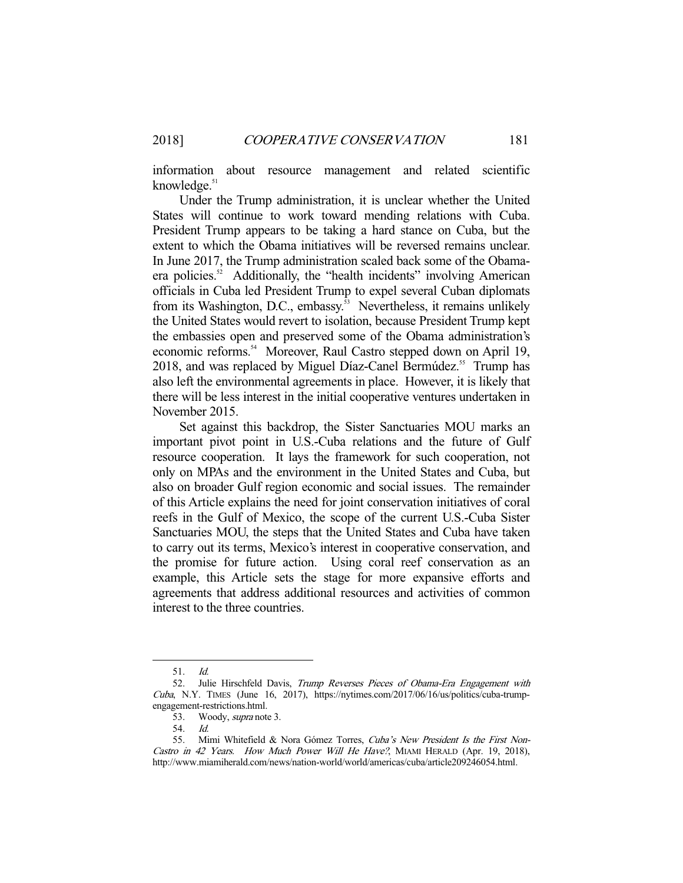information about resource management and related scientific knowledge.[51]

Under the Trump administration, it is unclear whether the United States will continue to work toward mending relations with Cuba. President Trump appears to be taking a hard stance on Cuba, but the extent to which the Obama initiatives will be reversed remains unclear. In June 2017, the Trump administration scaled back some of the Obama-era policies.[52] Additionally, the "health incidents" involving American officials in Cuba led President Trump to expel several Cuban diplomats from its Washington, D.C., embassy.[53] Nevertheless, it remains unlikely the United States would revert to isolation, because President Trump kept the embassies open and preserved some of the Obama administration's economic reforms.[54] Moreover, Raul Castro stepped down on April 19, 2018, and was replaced by Miguel Díaz-Canel Bermúdez.[55] Trump has also left the environmental agreements in place. However, it is likely that there will be less interest in the initial cooperative ventures undertaken in November 2015.

Set against this backdrop, the Sister Sanctuaries MOU marks an important pivot point in U.S.-Cuba relations and the future of Gulf resource cooperation. It lays the framework for such cooperation, not only on MPAs and the environment in the United States and Cuba, but also on broader Gulf region economic and social issues. The remainder of this Article explains the need for joint conservation initiatives of coral reefs in the Gulf of Mexico, the scope of the current U.S.-Cuba Sister Sanctuaries MOU, the steps that the United States and Cuba have taken to carry out its terms, Mexico's interest in cooperative conservation, and the promise for future action. Using coral reef conservation as an example, this Article sets the stage for more expansive efforts and agreements that address additional resources and activities of common interest to the three countries.

---

51. *Id.*

52. Julie Hirschfeld Davis, *Trump Reverses Pieces of Obama-Era Engagement with Cuba*, N.Y. TIMES (June 16, 2017), https://nytimes.com/2017/06/16/us/politics/cuba-trump-engagement-restrictions.html.

53. Woody, *supra* note 3.

54. *Id.*

55. Mimi Whitefield & Nora Gómez Torres, *Cuba's New President Is the First Non-Castro in 42 Years. How Much Power Will He Have?*, MIAMI HERALD (Apr. 19, 2018), http://www.miamiherald.com/news/nation-world/world/americas/cuba/article209246054.html.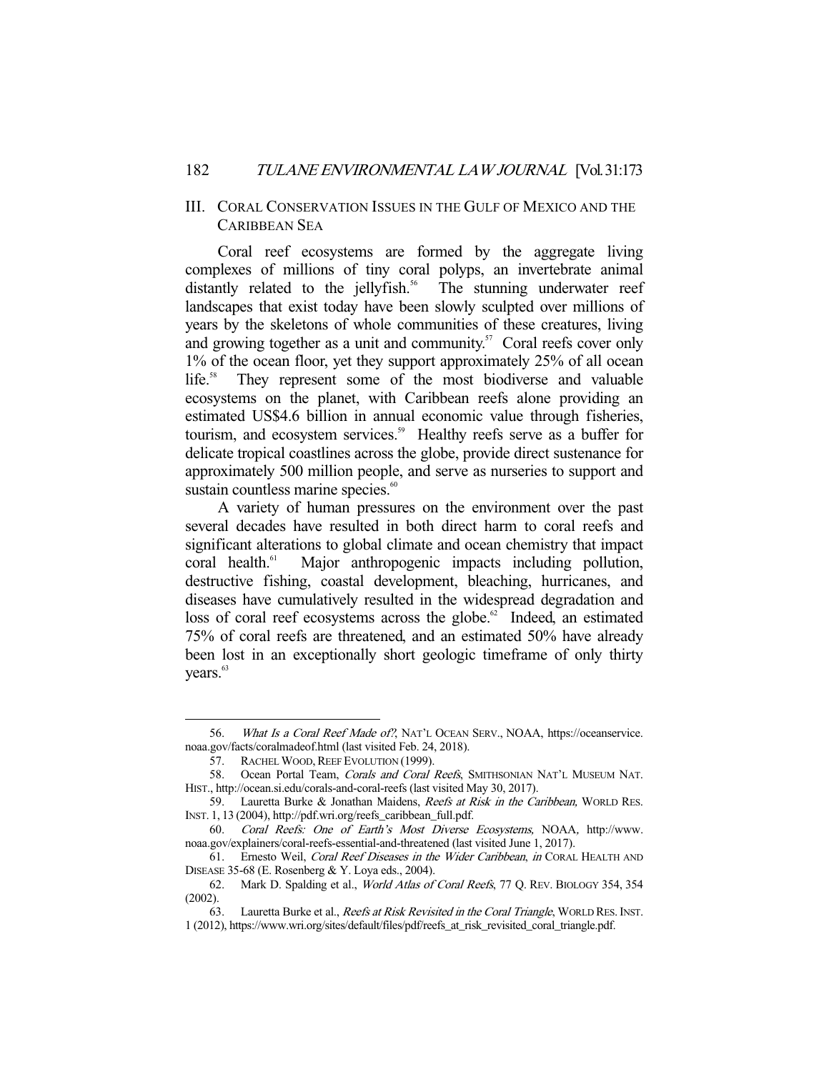## III. Coral Conservation Issues in the Gulf of Mexico and the Caribbean Sea

Coral reef ecosystems are formed by the aggregate living complexes of millions of tiny coral polyps, an invertebrate animal distantly related to the jellyfish.[56] The stunning underwater reef landscapes that exist today have been slowly sculpted over millions of years by the skeletons of whole communities of these creatures, living and growing together as a unit and community.[57] Coral reefs cover only 1% of the ocean floor, yet they support approximately 25% of all ocean life.[58] They represent some of the most biodiverse and valuable ecosystems on the planet, with Caribbean reefs alone providing an estimated US$4.6 billion in annual economic value through fisheries, tourism, and ecosystem services.[59] Healthy reefs serve as a buffer for delicate tropical coastlines across the globe, provide direct sustenance for approximately 500 million people, and serve as nurseries to support and sustain countless marine species.[60]

A variety of human pressures on the environment over the past several decades have resulted in both direct harm to coral reefs and significant alterations to global climate and ocean chemistry that impact coral health.[61] Major anthropogenic impacts including pollution, destructive fishing, coastal development, bleaching, hurricanes, and diseases have cumulatively resulted in the widespread degradation and loss of coral reef ecosystems across the globe.[62] Indeed, an estimated 75% of coral reefs are threatened, and an estimated 50% have already been lost in an exceptionally short geologic timeframe of only thirty years.[63]

---

56. *What Is a Coral Reef Made of?*, NAT'L OCEAN SERV., NOAA, https://oceanservice.noaa.gov/facts/coralmadeof.html (last visited Feb. 24, 2018).

57. RACHEL WOOD, REEF EVOLUTION (1999).

58. Ocean Portal Team, *Corals and Coral Reefs*, SMITHSONIAN NAT'L MUSEUM NAT. HIST., http://ocean.si.edu/corals-and-coral-reefs (last visited May 30, 2017).

59. Lauretta Burke & Jonathan Maidens, *Reefs at Risk in the Caribbean,* WORLD RES. INST. 1, 13 (2004), http://pdf.wri.org/reefs_caribbean_full.pdf.

60. *Coral Reefs: One of Earth's Most Diverse Ecosystems,* NOAA, http://www.noaa.gov/explainers/coral-reefs-essential-and-threatened (last visited June 1, 2017).

61. Ernesto Weil, *Coral Reef Diseases in the Wider Caribbean*, *in* CORAL HEALTH AND DISEASE 35-68 (E. Rosenberg & Y. Loya eds., 2004).

62. Mark D. Spalding et al., *World Atlas of Coral Reefs*, 77 Q. REV. BIOLOGY 354, 354 (2002).

63. Lauretta Burke et al., *Reefs at Risk Revisited in the Coral Triangle*, WORLD RES. INST. 1 (2012), https://www.wri.org/sites/default/files/pdf/reefs_at_risk_revisited_coral_triangle.pdf.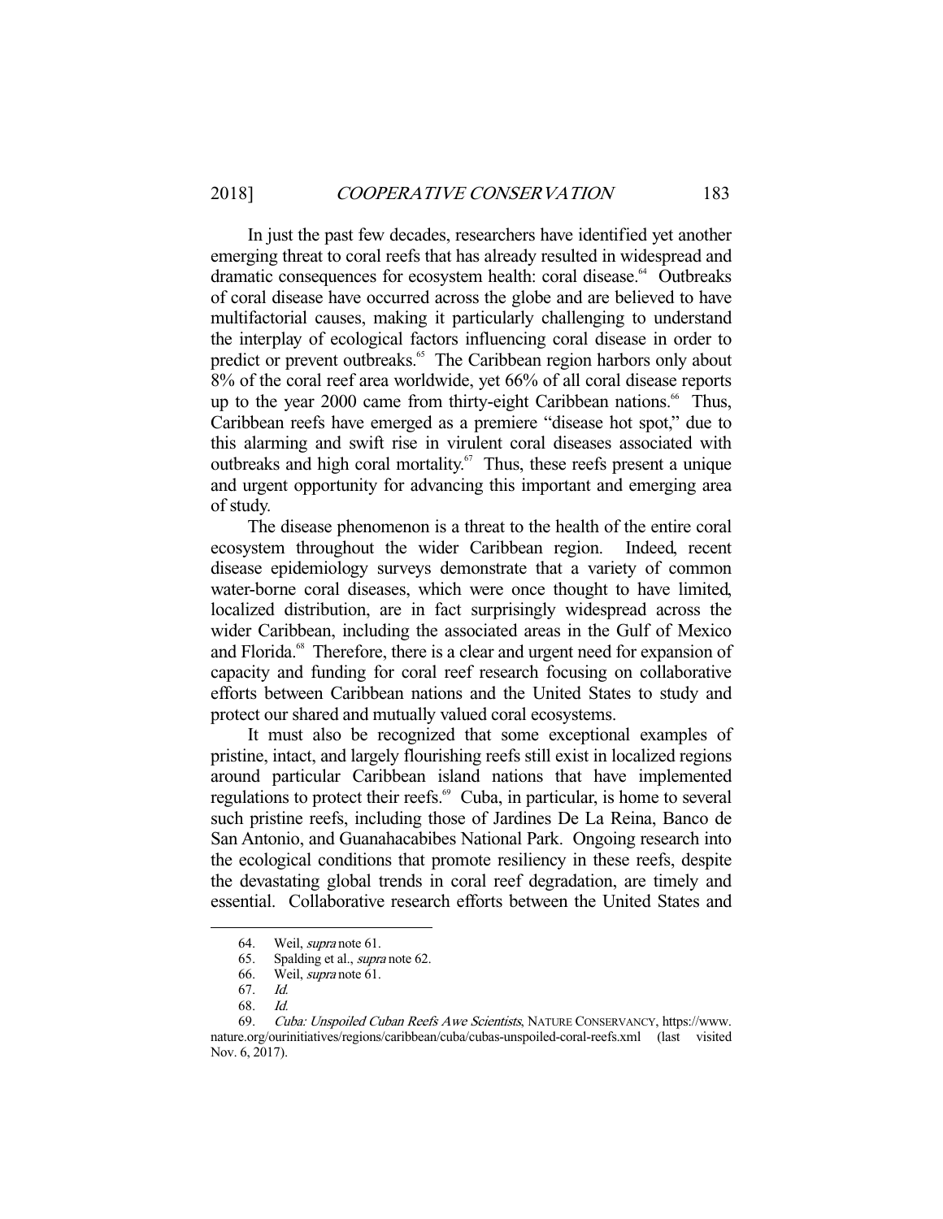In just the past few decades, researchers have identified yet another emerging threat to coral reefs that has already resulted in widespread and dramatic consequences for ecosystem health: coral disease.[64] Outbreaks of coral disease have occurred across the globe and are believed to have multifactorial causes, making it particularly challenging to understand the interplay of ecological factors influencing coral disease in order to predict or prevent outbreaks.[65] The Caribbean region harbors only about 8% of the coral reef area worldwide, yet 66% of all coral disease reports up to the year 2000 came from thirty-eight Caribbean nations.[66] Thus, Caribbean reefs have emerged as a premiere "disease hot spot," due to this alarming and swift rise in virulent coral diseases associated with outbreaks and high coral mortality.[67] Thus, these reefs present a unique and urgent opportunity for advancing this important and emerging area of study.

The disease phenomenon is a threat to the health of the entire coral ecosystem throughout the wider Caribbean region. Indeed, recent disease epidemiology surveys demonstrate that a variety of common water-borne coral diseases, which were once thought to have limited, localized distribution, are in fact surprisingly widespread across the wider Caribbean, including the associated areas in the Gulf of Mexico and Florida.[68] Therefore, there is a clear and urgent need for expansion of capacity and funding for coral reef research focusing on collaborative efforts between Caribbean nations and the United States to study and protect our shared and mutually valued coral ecosystems.

It must also be recognized that some exceptional examples of pristine, intact, and largely flourishing reefs still exist in localized regions around particular Caribbean island nations that have implemented regulations to protect their reefs.[69] Cuba, in particular, is home to several such pristine reefs, including those of Jardines De La Reina, Banco de San Antonio, and Guanahacabibes National Park. Ongoing research into the ecological conditions that promote resiliency in these reefs, despite the devastating global trends in coral reef degradation, are timely and essential. Collaborative research efforts between the United States and

---

64. Weil, *supra* note 61.
65. Spalding et al., *supra* note 62.
66. Weil, *supra* note 61.
67. *Id.*
68. *Id.*
69. *Cuba: Unspoiled Cuban Reefs Awe Scientists*, NATURE CONSERVANCY, https://www.nature.org/ourinitiatives/regions/caribbean/cuba/cubas-unspoiled-coral-reefs.xml (last visited Nov. 6, 2017).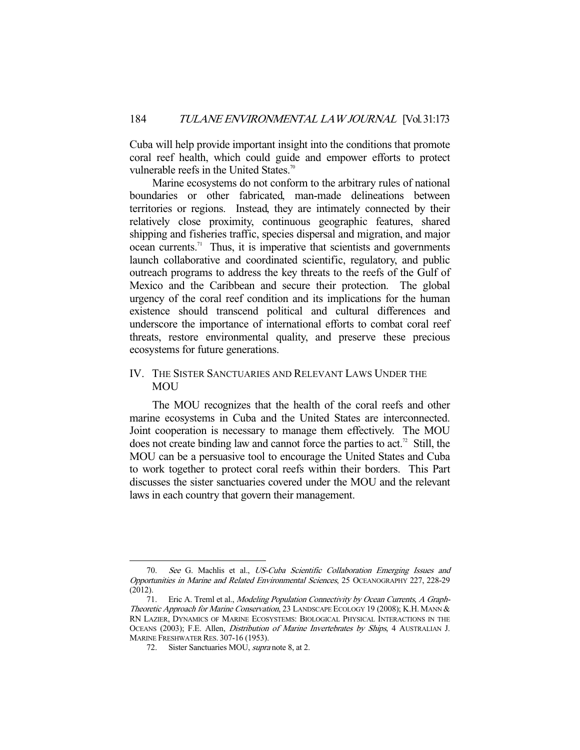Cuba will help provide important insight into the conditions that promote coral reef health, which could guide and empower efforts to protect vulnerable reefs in the United States.[70]

Marine ecosystems do not conform to the arbitrary rules of national boundaries or other fabricated, man-made delineations between territories or regions. Instead, they are intimately connected by their relatively close proximity, continuous geographic features, shared shipping and fisheries traffic, species dispersal and migration, and major ocean currents.[71] Thus, it is imperative that scientists and governments launch collaborative and coordinated scientific, regulatory, and public outreach programs to address the key threats to the reefs of the Gulf of Mexico and the Caribbean and secure their protection. The global urgency of the coral reef condition and its implications for the human existence should transcend political and cultural differences and underscore the importance of international efforts to combat coral reef threats, restore environmental quality, and preserve these precious ecosystems for future generations.

## IV. The Sister Sanctuaries and Relevant Laws Under the MOU

The MOU recognizes that the health of the coral reefs and other marine ecosystems in Cuba and the United States are interconnected. Joint cooperation is necessary to manage them effectively. The MOU does not create binding law and cannot force the parties to act.[72] Still, the MOU can be a persuasive tool to encourage the United States and Cuba to work together to protect coral reefs within their borders. This Part discusses the sister sanctuaries covered under the MOU and the relevant laws in each country that govern their management.

---

70. *See* G. Machlis et al., *US-Cuba Scientific Collaboration Emerging Issues and Opportunities in Marine and Related Environmental Sciences*, 25 Oceanography 227, 228-29 (2012).

71. Eric A. Treml et al., *Modeling Population Connectivity by Ocean Currents, A Graph-Theoretic Approach for Marine Conservation*, 23 Landscape Ecology 19 (2008); K.H. Mann & RN Lazier, Dynamics of Marine Ecosystems: Biological Physical Interactions in the Oceans (2003); F.E. Allen, *Distribution of Marine Invertebrates by Ships*, 4 Australian J. Marine Freshwater Res. 307-16 (1953).

72. Sister Sanctuaries MOU, *supra* note 8, at 2.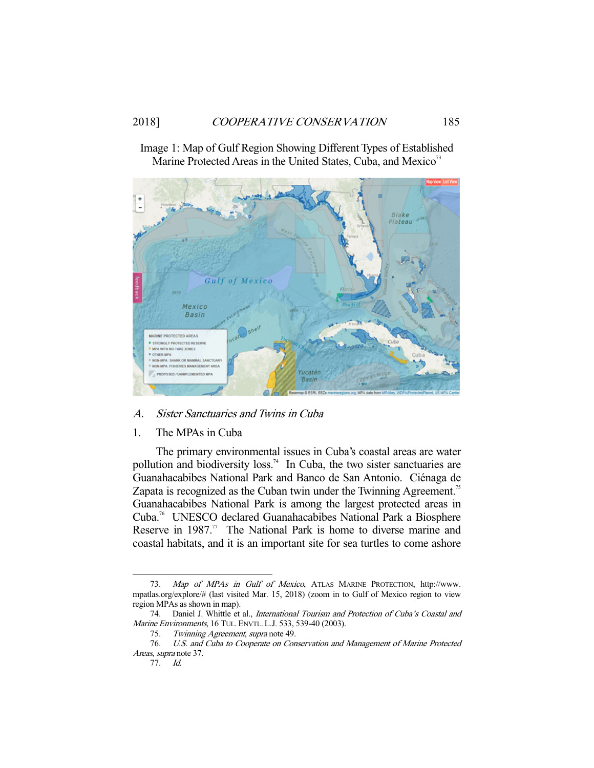Image 1: Map of Gulf Region Showing Different Types of Established Marine Protected Areas in the United States, Cuba, and Mexico[73]

### A. *Sister Sanctuaries and Twins in Cuba*

#### 1. The MPAs in Cuba

The primary environmental issues in Cuba's coastal areas are water pollution and biodiversity loss.[74] In Cuba, the two sister sanctuaries are Guanahacabibes National Park and Banco de San Antonio. Ciénaga de Zapata is recognized as the Cuban twin under the Twinning Agreement.[75] Guanahacabibes National Park is among the largest protected areas in Cuba.[76] UNESCO declared Guanahacabibes National Park a Biosphere Reserve in 1987.[77] The National Park is home to diverse marine and coastal habitats, and it is an important site for sea turtles to come ashore

---

73. *Map of MPAs in Gulf of Mexico*, ATLAS MARINE PROTECTION, http://www.mpatlas.org/explore/# (last visited Mar. 15, 2018) (zoom in to Gulf of Mexico region to view region MPAs as shown in map).

74. Daniel J. Whittle et al., *International Tourism and Protection of Cuba's Coastal and Marine Environments*, 16 TUL. ENVTL. L.J. 533, 539-40 (2003).

75. *Twinning Agreement*, *supra* note 49.

76. *U.S. and Cuba to Cooperate on Conservation and Management of Marine Protected Areas*, *supra* note 37.

77. *Id.*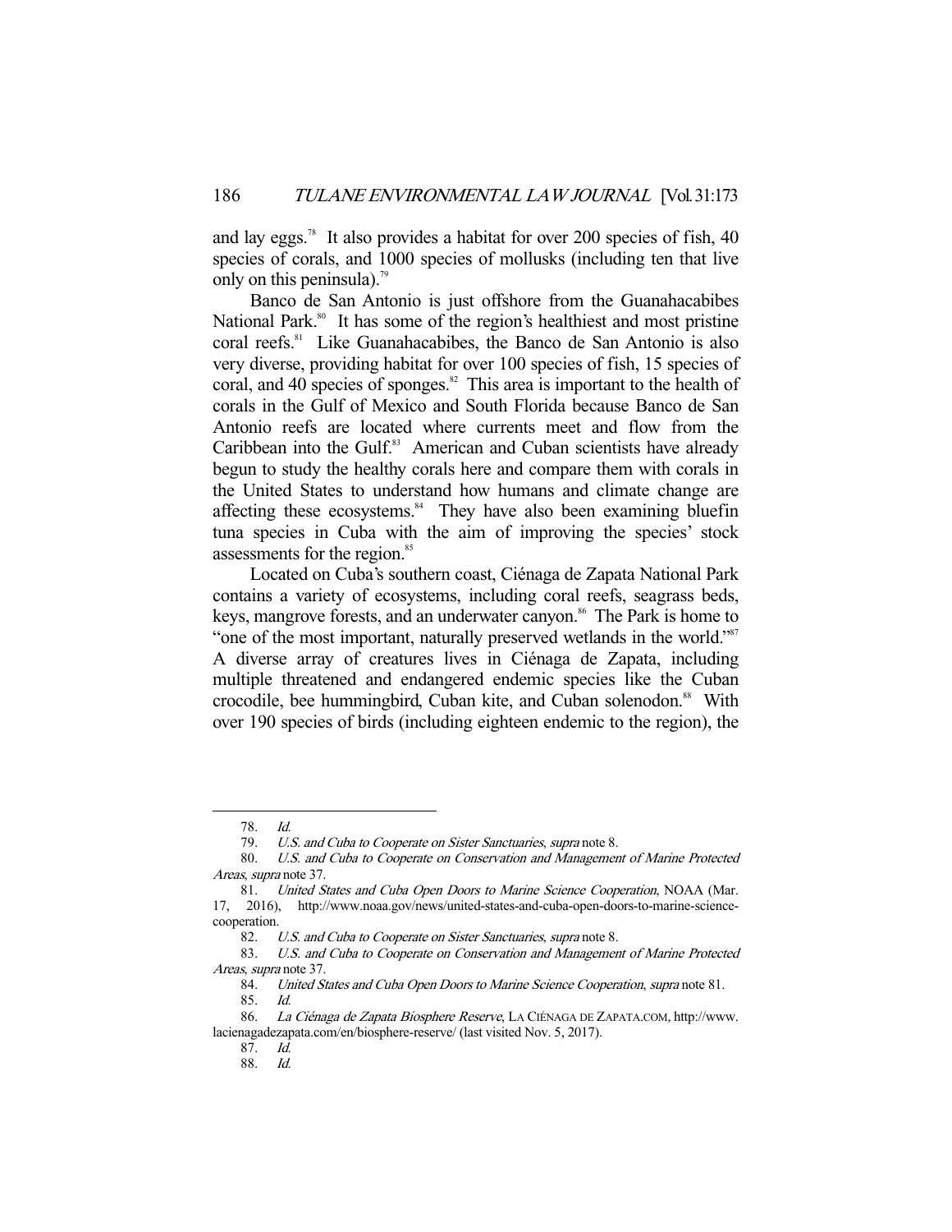and lay eggs.[78] It also provides a habitat for over 200 species of fish, 40 species of corals, and 1000 species of mollusks (including ten that live only on this peninsula).[79]

Banco de San Antonio is just offshore from the Guanahacabibes National Park.[80] It has some of the region's healthiest and most pristine coral reefs.[81] Like Guanahacabibes, the Banco de San Antonio is also very diverse, providing habitat for over 100 species of fish, 15 species of coral, and 40 species of sponges.[82] This area is important to the health of corals in the Gulf of Mexico and South Florida because Banco de San Antonio reefs are located where currents meet and flow from the Caribbean into the Gulf.[83] American and Cuban scientists have already begun to study the healthy corals here and compare them with corals in the United States to understand how humans and climate change are affecting these ecosystems.[84] They have also been examining bluefin tuna species in Cuba with the aim of improving the species' stock assessments for the region.[85]

Located on Cuba's southern coast, Ciénaga de Zapata National Park contains a variety of ecosystems, including coral reefs, seagrass beds, keys, mangrove forests, and an underwater canyon.[86] The Park is home to "one of the most important, naturally preserved wetlands in the world."[87] A diverse array of creatures lives in Ciénaga de Zapata, including multiple threatened and endangered endemic species like the Cuban crocodile, bee hummingbird, Cuban kite, and Cuban solenodon.[88] With over 190 species of birds (including eighteen endemic to the region), the

---

78. *Id.*

79. *U.S. and Cuba to Cooperate on Sister Sanctuaries*, *supra* note 8.

80. *U.S. and Cuba to Cooperate on Conservation and Management of Marine Protected Areas*, *supra* note 37.

81. *United States and Cuba Open Doors to Marine Science Cooperation*, NOAA (Mar. 17, 2016), http://www.noaa.gov/news/united-states-and-cuba-open-doors-to-marine-science-cooperation.

82. *U.S. and Cuba to Cooperate on Sister Sanctuaries*, *supra* note 8.

83. *U.S. and Cuba to Cooperate on Conservation and Management of Marine Protected Areas*, *supra* note 37.

84. *United States and Cuba Open Doors to Marine Science Cooperation*, *supra* note 81.

85. *Id.*

86. *La Ciénaga de Zapata Biosphere Reserve*, LA CIÉNAGA DE ZAPATA.COM, http://www.lacienagadezapata.com/en/biosphere-reserve/ (last visited Nov. 5, 2017).

87. *Id.*

88. *Id.*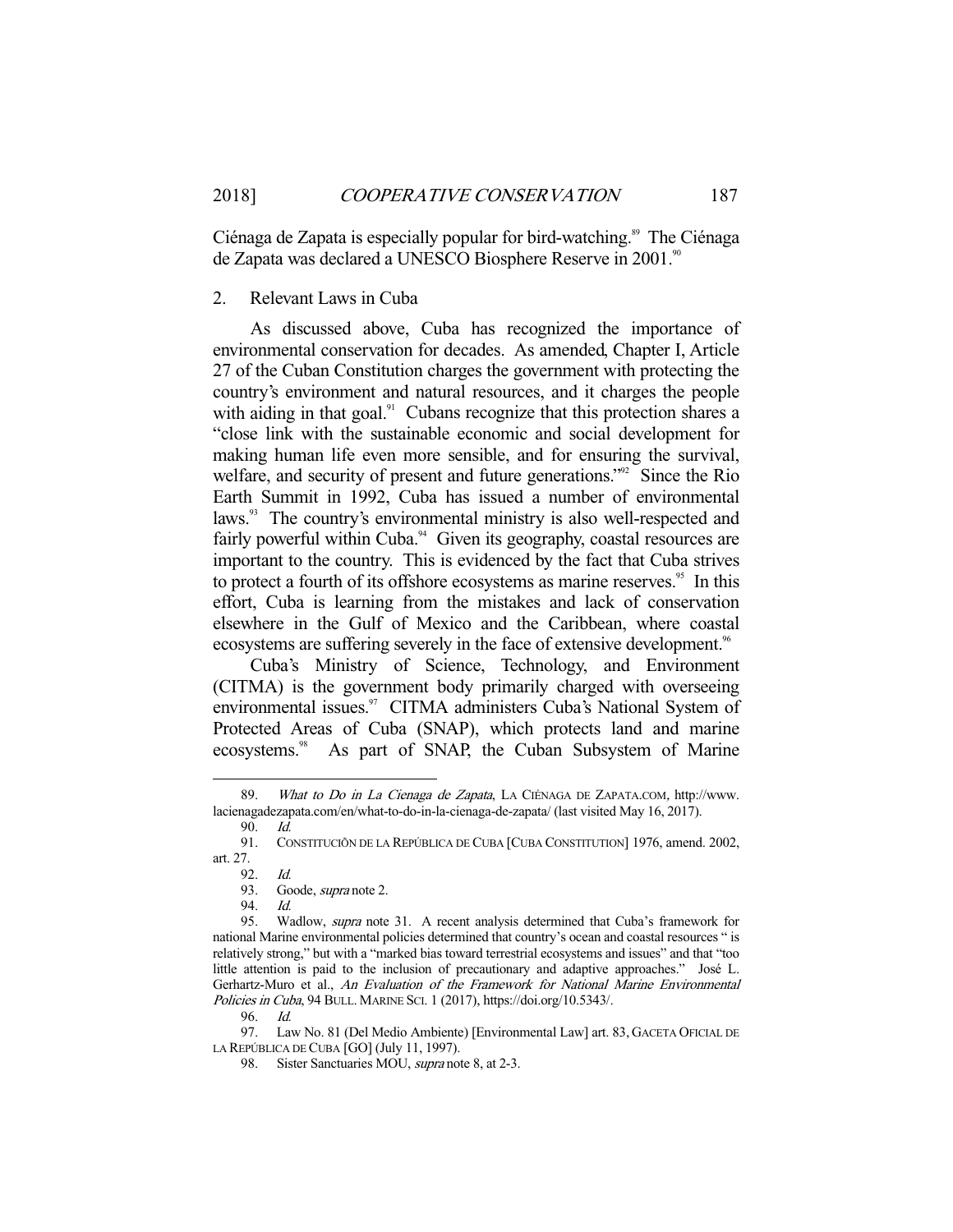Ciénaga de Zapata is especially popular for bird-watching.[89] The Ciénaga de Zapata was declared a UNESCO Biosphere Reserve in 2001.[90]

### 2. Relevant Laws in Cuba

As discussed above, Cuba has recognized the importance of environmental conservation for decades. As amended, Chapter I, Article 27 of the Cuban Constitution charges the government with protecting the country's environment and natural resources, and it charges the people with aiding in that goal.[91] Cubans recognize that this protection shares a "close link with the sustainable economic and social development for making human life even more sensible, and for ensuring the survival, welfare, and security of present and future generations."[92] Since the Rio Earth Summit in 1992, Cuba has issued a number of environmental laws.[93] The country's environmental ministry is also well-respected and fairly powerful within Cuba.[94] Given its geography, coastal resources are important to the country. This is evidenced by the fact that Cuba strives to protect a fourth of its offshore ecosystems as marine reserves.[95] In this effort, Cuba is learning from the mistakes and lack of conservation elsewhere in the Gulf of Mexico and the Caribbean, where coastal ecosystems are suffering severely in the face of extensive development.[96]

Cuba's Ministry of Science, Technology, and Environment (CITMA) is the government body primarily charged with overseeing environmental issues.[97] CITMA administers Cuba's National System of Protected Areas of Cuba (SNAP), which protects land and marine ecosystems.[98] As part of SNAP, the Cuban Subsystem of Marine

---

89. *What to Do in La Cienaga de Zapata*, LA CIÉNAGA DE ZAPATA.COM, http://www.lacienagadezapata.com/en/what-to-do-in-la-cienaga-de-zapata/ (last visited May 16, 2017).

90. *Id.*

91. CONSTITUCIÕN DE LA REPÚBLICA DE CUBA [CUBA CONSTITUTION] 1976, amend. 2002, art. 27.

92. *Id.*

93. Goode, *supra* note 2.

94. *Id.*

95. Wadlow, *supra* note 31. A recent analysis determined that Cuba's framework for national Marine environmental policies determined that country's ocean and coastal resources " is relatively strong," but with a "marked bias toward terrestrial ecosystems and issues" and that "too little attention is paid to the inclusion of precautionary and adaptive approaches." José L. Gerhartz-Muro et al., *An Evaluation of the Framework for National Marine Environmental Policies in Cuba*, 94 BULL. MARINE SCI. 1 (2017), https://doi.org/10.5343/.

96. *Id.*

97. Law No. 81 (Del Medio Ambiente) [Environmental Law] art. 83, GACETA OFICIAL DE LA REPÚBLICA DE CUBA [GO] (July 11, 1997).

98. Sister Sanctuaries MOU, *supra* note 8, at 2-3.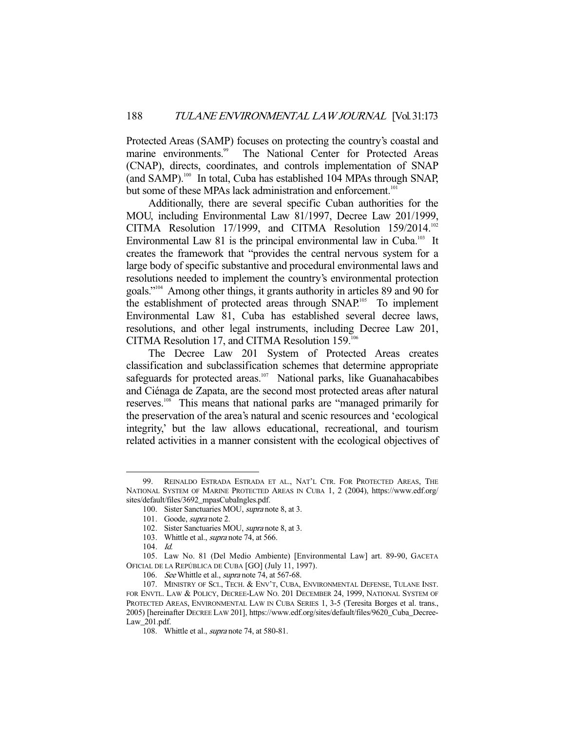Protected Areas (SAMP) focuses on protecting the country's coastal and marine environments.[99] The National Center for Protected Areas (CNAP), directs, coordinates, and controls implementation of SNAP (and SAMP).[100] In total, Cuba has established 104 MPAs through SNAP, but some of these MPAs lack administration and enforcement.[101]

Additionally, there are several specific Cuban authorities for the MOU, including Environmental Law 81/1997, Decree Law 201/1999, CITMA Resolution 17/1999, and CITMA Resolution 159/2014.[102] Environmental Law 81 is the principal environmental law in Cuba.[103] It creates the framework that "provides the central nervous system for a large body of specific substantive and procedural environmental laws and resolutions needed to implement the country's environmental protection goals."[104] Among other things, it grants authority in articles 89 and 90 for the establishment of protected areas through SNAP.[105] To implement Environmental Law 81, Cuba has established several decree laws, resolutions, and other legal instruments, including Decree Law 201, CITMA Resolution 17, and CITMA Resolution 159.[106]

The Decree Law 201 System of Protected Areas creates classification and subclassification schemes that determine appropriate safeguards for protected areas.[107] National parks, like Guanahacabibes and Ciénaga de Zapata, are the second most protected areas after natural reserves.[108] This means that national parks are "managed primarily for the preservation of the area's natural and scenic resources and 'ecological integrity,' but the law allows educational, recreational, and tourism related activities in a manner consistent with the ecological objectives of

---

99. REINALDO ESTRADA ESTRADA ET AL., NAT'L CTR. FOR PROTECTED AREAS, THE NATIONAL SYSTEM OF MARINE PROTECTED AREAS IN CUBA 1, 2 (2004), https://www.edf.org/sites/default/files/3692_mpasCubaIngles.pdf.

100. Sister Sanctuaries MOU, *supra* note 8, at 3.

101. Goode, *supra* note 2.

102. Sister Sanctuaries MOU, *supra* note 8, at 3.

103. Whittle et al., *supra* note 74, at 566.

104. *Id.*

105. Law No. 81 (Del Medio Ambiente) [Environmental Law] art. 89-90, GACETA OFICIAL DE LA REPÚBLICA DE CUBA [GO] (July 11, 1997).

106. *See* Whittle et al., *supra* note 74, at 567-68.

107. MINISTRY OF SCI., TECH. & ENV'T, CUBA, ENVIRONMENTAL DEFENSE, TULANE INST. FOR ENVTL. LAW & POLICY, DECREE-LAW NO. 201 DECEMBER 24, 1999, NATIONAL SYSTEM OF PROTECTED AREAS, ENVIRONMENTAL LAW IN CUBA SERIES 1, 3-5 (Teresita Borges et al. trans., 2005) [hereinafter DECREE LAW 201], https://www.edf.org/sites/default/files/9620_Cuba_Decree-Law_201.pdf.

108. Whittle et al., *supra* note 74, at 580-81.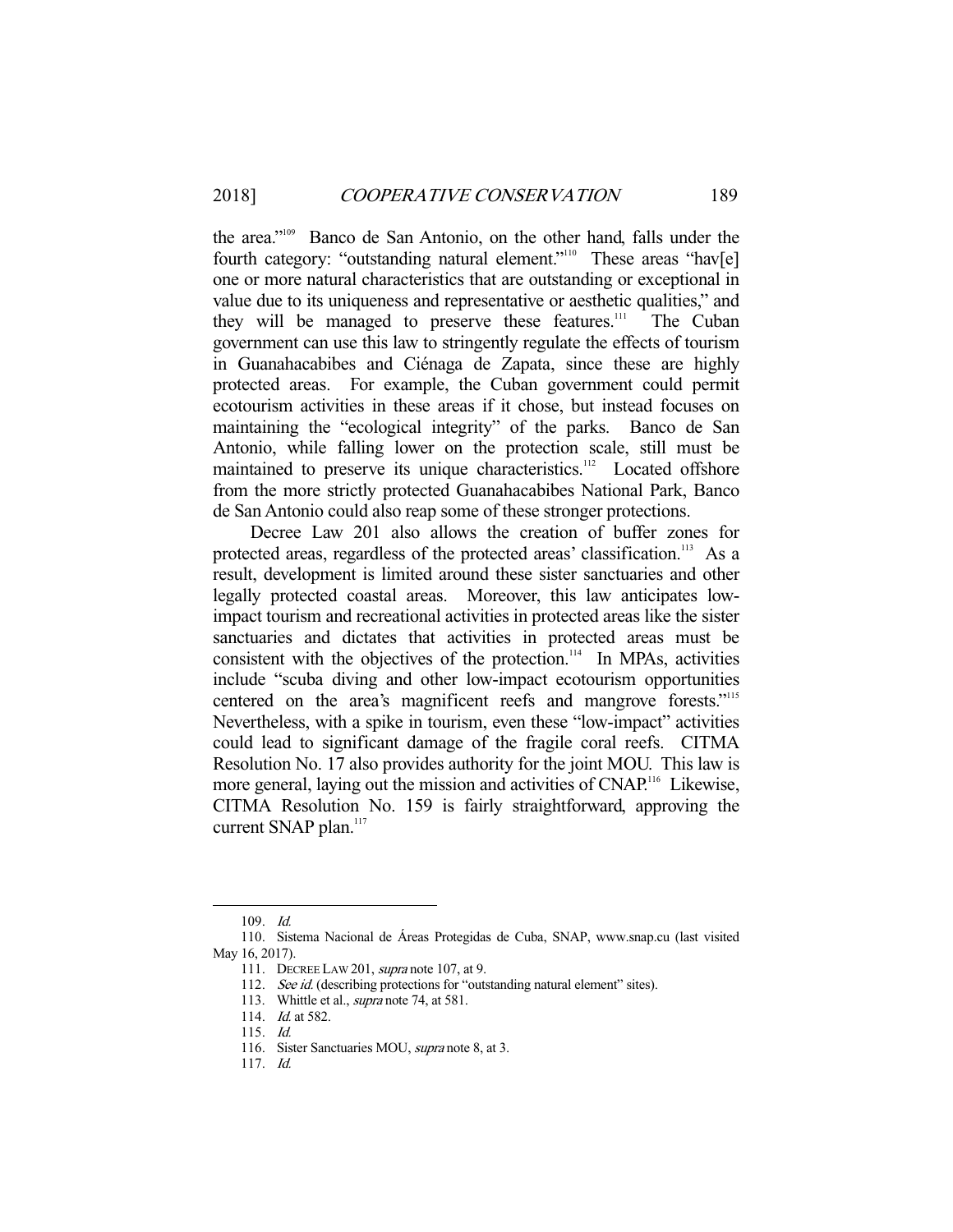the area."[109] Banco de San Antonio, on the other hand, falls under the fourth category: "outstanding natural element."[110] These areas "hav[e] one or more natural characteristics that are outstanding or exceptional in value due to its uniqueness and representative or aesthetic qualities," and they will be managed to preserve these features.[111] The Cuban government can use this law to stringently regulate the effects of tourism in Guanahacabibes and Ciénaga de Zapata, since these are highly protected areas. For example, the Cuban government could permit ecotourism activities in these areas if it chose, but instead focuses on maintaining the "ecological integrity" of the parks. Banco de San Antonio, while falling lower on the protection scale, still must be maintained to preserve its unique characteristics.[112] Located offshore from the more strictly protected Guanahacabibes National Park, Banco de San Antonio could also reap some of these stronger protections.

Decree Law 201 also allows the creation of buffer zones for protected areas, regardless of the protected areas' classification.[113] As a result, development is limited around these sister sanctuaries and other legally protected coastal areas. Moreover, this law anticipates low-impact tourism and recreational activities in protected areas like the sister sanctuaries and dictates that activities in protected areas must be consistent with the objectives of the protection.[114] In MPAs, activities include "scuba diving and other low-impact ecotourism opportunities centered on the area's magnificent reefs and mangrove forests."[115] Nevertheless, with a spike in tourism, even these "low-impact" activities could lead to significant damage of the fragile coral reefs. CITMA Resolution No. 17 also provides authority for the joint MOU. This law is more general, laying out the mission and activities of CNAP.[116] Likewise, CITMA Resolution No. 159 is fairly straightforward, approving the current SNAP plan.[117]

---

109. *Id.*

110. Sistema Nacional de Áreas Protegidas de Cuba, SNAP, www.snap.cu (last visited May 16, 2017).

111. DECREE LAW 201, *supra* note 107, at 9.

112. *See id.* (describing protections for "outstanding natural element" sites).

113. Whittle et al., *supra* note 74, at 581.

114. *Id.* at 582.

115. *Id.*

116. Sister Sanctuaries MOU, *supra* note 8, at 3.

117. *Id.*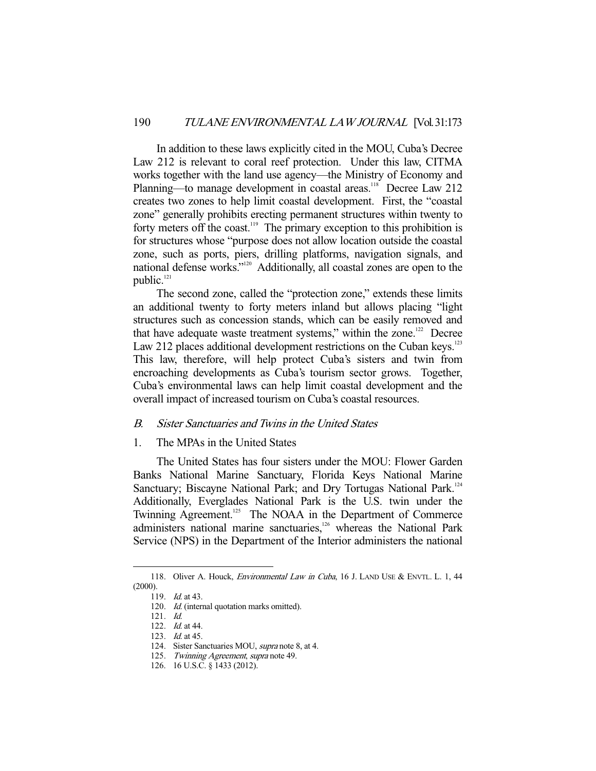In addition to these laws explicitly cited in the MOU, Cuba's Decree Law 212 is relevant to coral reef protection. Under this law, CITMA works together with the land use agency—the Ministry of Economy and Planning—to manage development in coastal areas.[118] Decree Law 212 creates two zones to help limit coastal development. First, the "coastal zone" generally prohibits erecting permanent structures within twenty to forty meters off the coast.[119] The primary exception to this prohibition is for structures whose "purpose does not allow location outside the coastal zone, such as ports, piers, drilling platforms, navigation signals, and national defense works."[120] Additionally, all coastal zones are open to the public.[121]

The second zone, called the "protection zone," extends these limits an additional twenty to forty meters inland but allows placing "light structures such as concession stands, which can be easily removed and that have adequate waste treatment systems," within the zone.[122] Decree Law 212 places additional development restrictions on the Cuban keys.[123] This law, therefore, will help protect Cuba's sisters and twin from encroaching developments as Cuba's tourism sector grows. Together, Cuba's environmental laws can help limit coastal development and the overall impact of increased tourism on Cuba's coastal resources.

### *B. Sister Sanctuaries and Twins in the United States*

#### 1. The MPAs in the United States

The United States has four sisters under the MOU: Flower Garden Banks National Marine Sanctuary, Florida Keys National Marine Sanctuary; Biscayne National Park; and Dry Tortugas National Park.[124] Additionally, Everglades National Park is the U.S. twin under the Twinning Agreement.[125] The NOAA in the Department of Commerce administers national marine sanctuaries,[126] whereas the National Park Service (NPS) in the Department of the Interior administers the national

118. Oliver A. Houck, *Environmental Law in Cuba*, 16 J. LAND USE & ENVTL. L. 1, 44 (2000).

119. *Id.* at 43.

120. *Id.* (internal quotation marks omitted).

121. *Id.*

122. *Id.* at 44.

123. *Id.* at 45.

124. Sister Sanctuaries MOU, *supra* note 8, at 4.

125. *Twinning Agreement*, *supra* note 49.

126. 16 U.S.C. § 1433 (2012).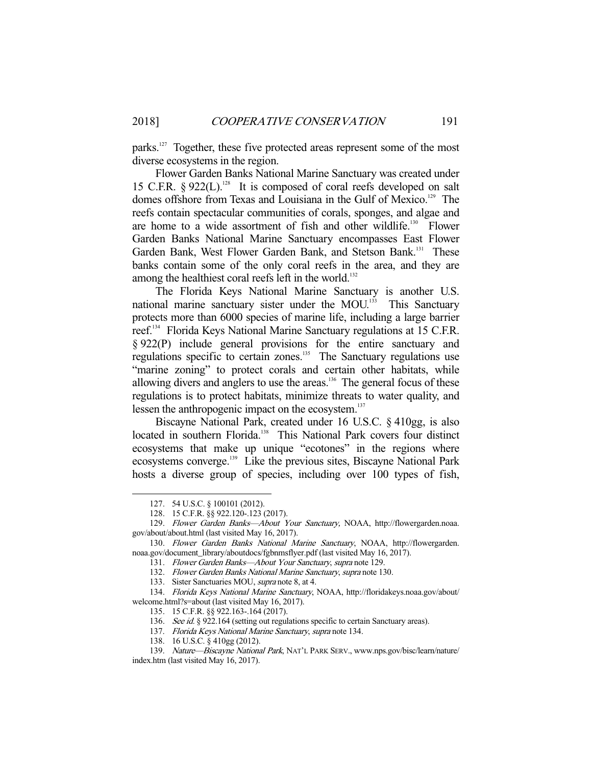parks.[127] Together, these five protected areas represent some of the most diverse ecosystems in the region.

Flower Garden Banks National Marine Sanctuary was created under 15 C.F.R. § 922(L).[128] It is composed of coral reefs developed on salt domes offshore from Texas and Louisiana in the Gulf of Mexico.[129] The reefs contain spectacular communities of corals, sponges, and algae and are home to a wide assortment of fish and other wildlife.[130] Flower Garden Banks National Marine Sanctuary encompasses East Flower Garden Bank, West Flower Garden Bank, and Stetson Bank.[131] These banks contain some of the only coral reefs in the area, and they are among the healthiest coral reefs left in the world.[132]

The Florida Keys National Marine Sanctuary is another U.S. national marine sanctuary sister under the MOU.[133] This Sanctuary protects more than 6000 species of marine life, including a large barrier reef.[134] Florida Keys National Marine Sanctuary regulations at 15 C.F.R. § 922(P) include general provisions for the entire sanctuary and regulations specific to certain zones.[135] The Sanctuary regulations use "marine zoning" to protect corals and certain other habitats, while allowing divers and anglers to use the areas.[136] The general focus of these regulations is to protect habitats, minimize threats to water quality, and lessen the anthropogenic impact on the ecosystem.[137]

Biscayne National Park, created under 16 U.S.C. § 410gg, is also located in southern Florida.[138] This National Park covers four distinct ecosystems that make up unique "ecotones" in the regions where ecosystems converge.[139] Like the previous sites, Biscayne National Park hosts a diverse group of species, including over 100 types of fish,

---

127. 54 U.S.C. § 100101 (2012).

128. 15 C.F.R. §§ 922.120-.123 (2017).

129. *Flower Garden Banks—About Your Sanctuary,* NOAA, http://flowergarden.noaa.gov/about/about.html (last visited May 16, 2017).

130. *Flower Garden Banks National Marine Sanctuary*, NOAA, http://flowergarden.noaa.gov/document_library/aboutdocs/fgbnmsflyer.pdf (last visited May 16, 2017).

131. *Flower Garden Banks—About Your Sanctuary*, *supra* note 129.

132. *Flower Garden Banks National Marine Sanctuary*, *supra* note 130.

133. Sister Sanctuaries MOU, *supra* note 8, at 4.

134. *Florida Keys National Marine Sanctuary*, NOAA, http://floridakeys.noaa.gov/about/welcome.html?s=about (last visited May 16, 2017).

135. 15 C.F.R. §§ 922.163-.164 (2017).

136. *See id.* § 922.164 (setting out regulations specific to certain Sanctuary areas).

137. *Florida Keys National Marine Sanctuary*, *supra* note 134.

138. 16 U.S.C. § 410gg (2012).

139. *Nature—Biscayne National Park*, NAT'L PARK SERV., www.nps.gov/bisc/learn/nature/index.htm (last visited May 16, 2017).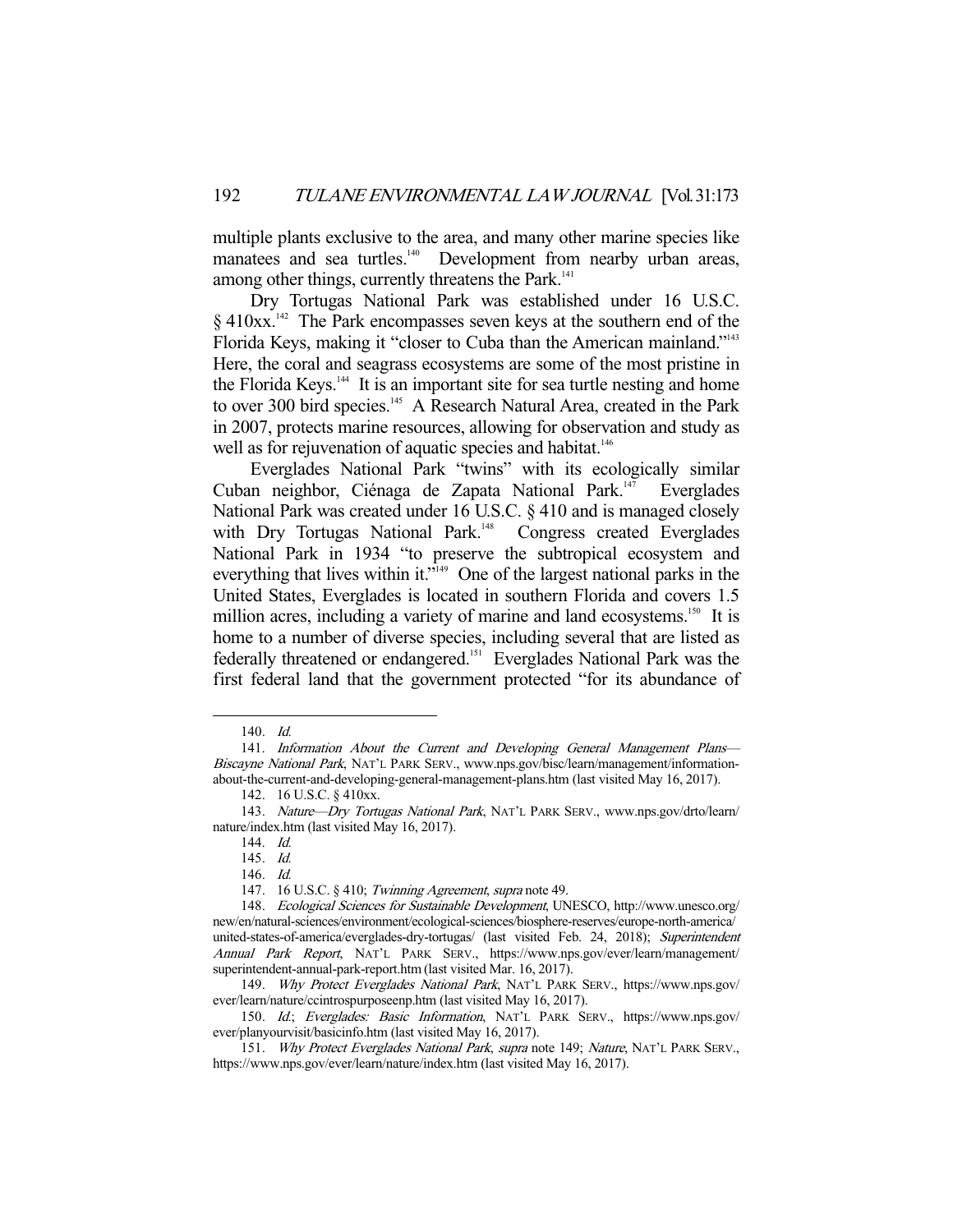multiple plants exclusive to the area, and many other marine species like manatees and sea turtles.[140] Development from nearby urban areas, among other things, currently threatens the Park.[141]

Dry Tortugas National Park was established under 16 U.S.C. § 410xx.[142] The Park encompasses seven keys at the southern end of the Florida Keys, making it "closer to Cuba than the American mainland."[143] Here, the coral and seagrass ecosystems are some of the most pristine in the Florida Keys.[144] It is an important site for sea turtle nesting and home to over 300 bird species.[145] A Research Natural Area, created in the Park in 2007, protects marine resources, allowing for observation and study as well as for rejuvenation of aquatic species and habitat.[146]

Everglades National Park "twins" with its ecologically similar Cuban neighbor, Ciénaga de Zapata National Park.[147] Everglades National Park was created under 16 U.S.C. § 410 and is managed closely with Dry Tortugas National Park.[148] Congress created Everglades National Park in 1934 "to preserve the subtropical ecosystem and everything that lives within it."[149] One of the largest national parks in the United States, Everglades is located in southern Florida and covers 1.5 million acres, including a variety of marine and land ecosystems.[150] It is home to a number of diverse species, including several that are listed as federally threatened or endangered.[151] Everglades National Park was the first federal land that the government protected "for its abundance of

---

140. *Id.*

141. *Information About the Current and Developing General Management Plans—Biscayne National Park*, NAT'L PARK SERV., www.nps.gov/bisc/learn/management/information-about-the-current-and-developing-general-management-plans.htm (last visited May 16, 2017).

142. 16 U.S.C. § 410xx.

143. *Nature—Dry Tortugas National Park*, NAT'L PARK SERV., www.nps.gov/drto/learn/nature/index.htm (last visited May 16, 2017).

144. *Id.*

145. *Id.*

146. *Id.*

147. 16 U.S.C. § 410; *Twinning Agreement*, *supra* note 49.

148. *Ecological Sciences for Sustainable Development*, UNESCO, http://www.unesco.org/new/en/natural-sciences/environment/ecological-sciences/biosphere-reserves/europe-north-america/united-states-of-america/everglades-dry-tortugas/ (last visited Feb. 24, 2018); *Superintendent Annual Park Report*, NAT'L PARK SERV., https://www.nps.gov/ever/learn/management/superintendent-annual-park-report.htm (last visited Mar. 16, 2017).

149. *Why Protect Everglades National Park*, NAT'L PARK SERV., https://www.nps.gov/ever/learn/nature/ccintrospurposeenp.htm (last visited May 16, 2017).

150. *Id.*; *Everglades: Basic Information*, NAT'L PARK SERV., https://www.nps.gov/ever/planyourvisit/basicinfo.htm (last visited May 16, 2017).

151. *Why Protect Everglades National Park*, *supra* note 149; *Nature*, NAT'L PARK SERV., https://www.nps.gov/ever/learn/nature/index.htm (last visited May 16, 2017).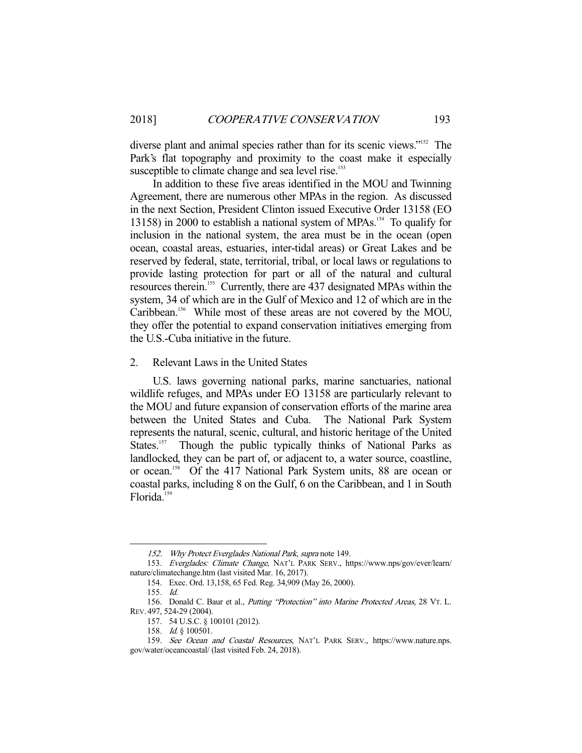diverse plant and animal species rather than for its scenic views."[152] The Park's flat topography and proximity to the coast make it especially susceptible to climate change and sea level rise.[153]

In addition to these five areas identified in the MOU and Twinning Agreement, there are numerous other MPAs in the region. As discussed in the next Section, President Clinton issued Executive Order 13158 (EO 13158) in 2000 to establish a national system of MPAs.[154] To qualify for inclusion in the national system, the area must be in the ocean (open ocean, coastal areas, estuaries, inter-tidal areas) or Great Lakes and be reserved by federal, state, territorial, tribal, or local laws or regulations to provide lasting protection for part or all of the natural and cultural resources therein.[155] Currently, there are 437 designated MPAs within the system, 34 of which are in the Gulf of Mexico and 12 of which are in the Caribbean.[156] While most of these areas are not covered by the MOU, they offer the potential to expand conservation initiatives emerging from the U.S.-Cuba initiative in the future.

## 2. Relevant Laws in the United States

U.S. laws governing national parks, marine sanctuaries, national wildlife refuges, and MPAs under EO 13158 are particularly relevant to the MOU and future expansion of conservation efforts of the marine area between the United States and Cuba. The National Park System represents the natural, scenic, cultural, and historic heritage of the United States.[157] Though the public typically thinks of National Parks as landlocked, they can be part of, or adjacent to, a water source, coastline, or ocean.[158] Of the 417 National Park System units, 88 are ocean or coastal parks, including 8 on the Gulf, 6 on the Caribbean, and 1 in South Florida.[159]

---

152. *Why Protect Everglades National Park*, *supra* note 149.

153. *Everglades: Climate Change*, NAT'L PARK SERV., https://www.nps.gov/ever/learn/nature/climatechange.htm (last visited Mar. 16, 2017).

154. Exec. Ord. 13,158, 65 Fed. Reg. 34,909 (May 26, 2000).

155. *Id.*

156. Donald C. Baur et al., *Putting "Protection" into Marine Protected Areas*, 28 VT. L. REV. 497, 524-29 (2004).

157. 54 U.S.C. § 100101 (2012).

158. *Id.* § 100501.

159. *See Ocean and Coastal Resources*, NAT'L PARK SERV., https://www.nature.nps.gov/water/oceancoastal/ (last visited Feb. 24, 2018).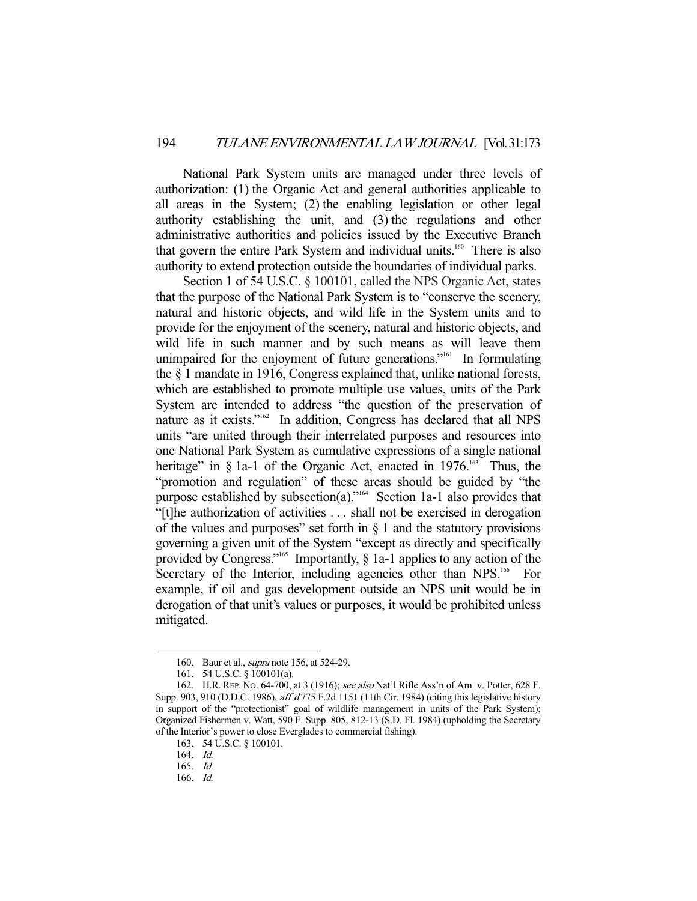National Park System units are managed under three levels of authorization: (1) the Organic Act and general authorities applicable to all areas in the System; (2) the enabling legislation or other legal authority establishing the unit, and (3) the regulations and other administrative authorities and policies issued by the Executive Branch that govern the entire Park System and individual units.[160] There is also authority to extend protection outside the boundaries of individual parks.

Section 1 of 54 U.S.C. § 100101, called the NPS Organic Act, states that the purpose of the National Park System is to "conserve the scenery, natural and historic objects, and wild life in the System units and to provide for the enjoyment of the scenery, natural and historic objects, and wild life in such manner and by such means as will leave them unimpaired for the enjoyment of future generations."[161] In formulating the § 1 mandate in 1916, Congress explained that, unlike national forests, which are established to promote multiple use values, units of the Park System are intended to address "the question of the preservation of nature as it exists."[162] In addition, Congress has declared that all NPS units "are united through their interrelated purposes and resources into one National Park System as cumulative expressions of a single national heritage" in § 1a-1 of the Organic Act, enacted in 1976.[163] Thus, the "promotion and regulation" of these areas should be guided by "the purpose established by subsection(a)."[164] Section 1a-1 also provides that "[t]he authorization of activities . . . shall not be exercised in derogation of the values and purposes" set forth in § 1 and the statutory provisions governing a given unit of the System "except as directly and specifically provided by Congress."[165] Importantly, § 1a-1 applies to any action of the Secretary of the Interior, including agencies other than NPS.[166] For example, if oil and gas development outside an NPS unit would be in derogation of that unit's values or purposes, it would be prohibited unless mitigated.

---

160. Baur et al., *supra* note 156, at 524-29.

161. 54 U.S.C. § 100101(a).

162. H.R. REP. NO. 64-700, at 3 (1916); *see also* Nat'l Rifle Ass'n of Am. v. Potter, 628 F. Supp. 903, 910 (D.D.C. 1986), *aff'd* 775 F.2d 1151 (11th Cir. 1984) (citing this legislative history in support of the "protectionist" goal of wildlife management in units of the Park System); Organized Fishermen v. Watt, 590 F. Supp. 805, 812-13 (S.D. Fl. 1984) (upholding the Secretary of the Interior's power to close Everglades to commercial fishing).

163. 54 U.S.C. § 100101.

164. *Id.*

165. *Id.*

166. *Id.*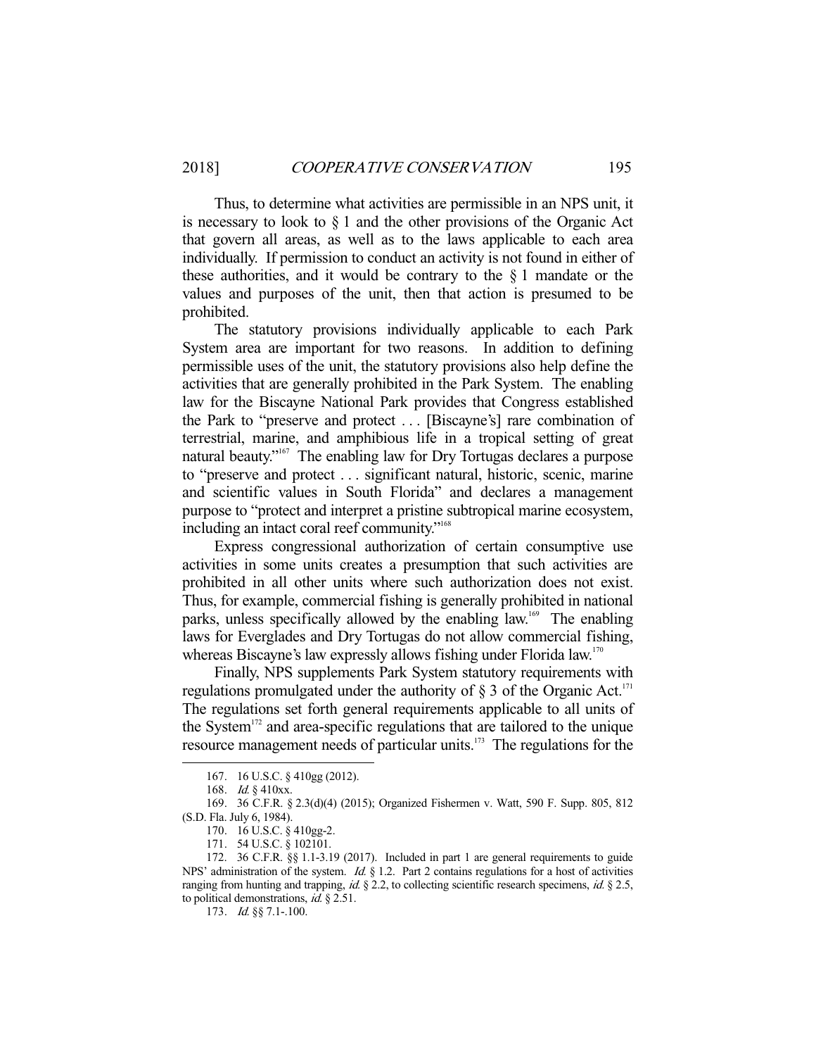Thus, to determine what activities are permissible in an NPS unit, it is necessary to look to § 1 and the other provisions of the Organic Act that govern all areas, as well as to the laws applicable to each area individually. If permission to conduct an activity is not found in either of these authorities, and it would be contrary to the § 1 mandate or the values and purposes of the unit, then that action is presumed to be prohibited.

The statutory provisions individually applicable to each Park System area are important for two reasons. In addition to defining permissible uses of the unit, the statutory provisions also help define the activities that are generally prohibited in the Park System. The enabling law for the Biscayne National Park provides that Congress established the Park to "preserve and protect . . . [Biscayne's] rare combination of terrestrial, marine, and amphibious life in a tropical setting of great natural beauty."[167] The enabling law for Dry Tortugas declares a purpose to "preserve and protect . . . significant natural, historic, scenic, marine and scientific values in South Florida" and declares a management purpose to "protect and interpret a pristine subtropical marine ecosystem, including an intact coral reef community."[168]

Express congressional authorization of certain consumptive use activities in some units creates a presumption that such activities are prohibited in all other units where such authorization does not exist. Thus, for example, commercial fishing is generally prohibited in national parks, unless specifically allowed by the enabling law.[169] The enabling laws for Everglades and Dry Tortugas do not allow commercial fishing, whereas Biscayne's law expressly allows fishing under Florida law.[170]

Finally, NPS supplements Park System statutory requirements with regulations promulgated under the authority of § 3 of the Organic Act.[171] The regulations set forth general requirements applicable to all units of the System[172] and area-specific regulations that are tailored to the unique resource management needs of particular units.[173] The regulations for the

---

167. 16 U.S.C. § 410gg (2012).

168. *Id.* § 410xx.

169. 36 C.F.R. § 2.3(d)(4) (2015); Organized Fishermen v. Watt, 590 F. Supp. 805, 812 (S.D. Fla. July 6, 1984).

170. 16 U.S.C. § 410gg-2.

171. 54 U.S.C. § 102101.

172. 36 C.F.R. §§ 1.1-3.19 (2017). Included in part 1 are general requirements to guide NPS' administration of the system. *Id.* § 1.2. Part 2 contains regulations for a host of activities ranging from hunting and trapping, *id.* § 2.2, to collecting scientific research specimens, *id.* § 2.5, to political demonstrations, *id.* § 2.51.

173. *Id.* §§ 7.1-.100.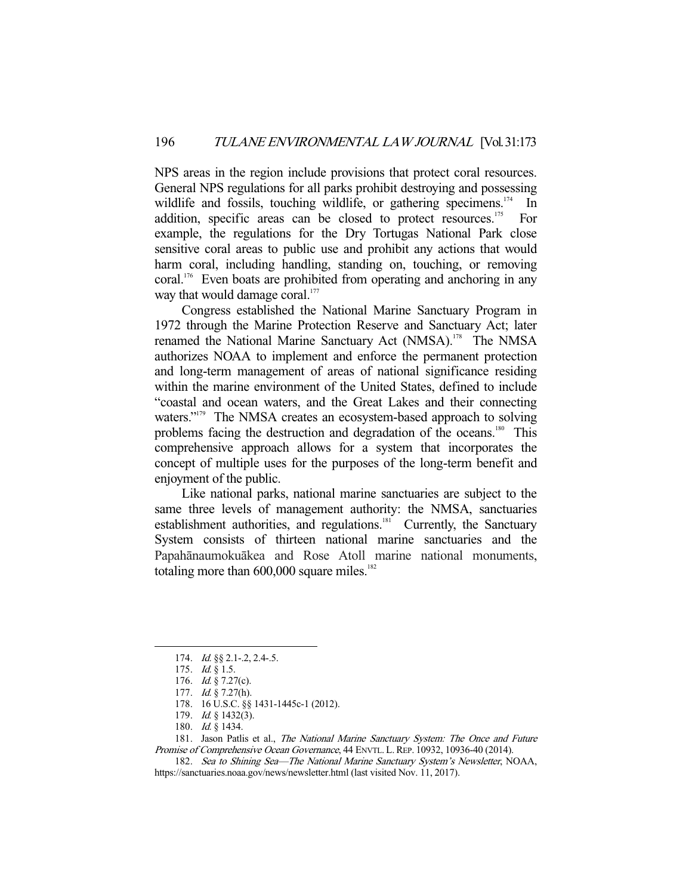NPS areas in the region include provisions that protect coral resources. General NPS regulations for all parks prohibit destroying and possessing wildlife and fossils, touching wildlife, or gathering specimens.[174] In addition, specific areas can be closed to protect resources.[175] For example, the regulations for the Dry Tortugas National Park close sensitive coral areas to public use and prohibit any actions that would harm coral, including handling, standing on, touching, or removing coral.[176] Even boats are prohibited from operating and anchoring in any way that would damage coral.[177]

Congress established the National Marine Sanctuary Program in 1972 through the Marine Protection Reserve and Sanctuary Act; later renamed the National Marine Sanctuary Act (NMSA).[178] The NMSA authorizes NOAA to implement and enforce the permanent protection and long-term management of areas of national significance residing within the marine environment of the United States, defined to include "coastal and ocean waters, and the Great Lakes and their connecting waters."[179] The NMSA creates an ecosystem-based approach to solving problems facing the destruction and degradation of the oceans.[180] This comprehensive approach allows for a system that incorporates the concept of multiple uses for the purposes of the long-term benefit and enjoyment of the public.

Like national parks, national marine sanctuaries are subject to the same three levels of management authority: the NMSA, sanctuaries establishment authorities, and regulations.[181] Currently, the Sanctuary System consists of thirteen national marine sanctuaries and the Papahānaumokuākea and Rose Atoll marine national monuments, totaling more than 600,000 square miles.[182]

---

174. *Id.* §§ 2.1-.2, 2.4-.5.

175. *Id.* § 1.5.

176. *Id.* § 7.27(c).

177. *Id.* § 7.27(h).

178. 16 U.S.C. §§ 1431-1445c-1 (2012).

179. *Id.* § 1432(3).

180. *Id.* § 1434.

181. Jason Patlis et al., *The National Marine Sanctuary System: The Once and Future Promise of Comprehensive Ocean Governance*, 44 ENVTL. L. REP. 10932, 10936-40 (2014).

182. *Sea to Shining Sea—The National Marine Sanctuary System's Newsletter*, NOAA, https://sanctuaries.noaa.gov/news/newsletter.html (last visited Nov. 11, 2017).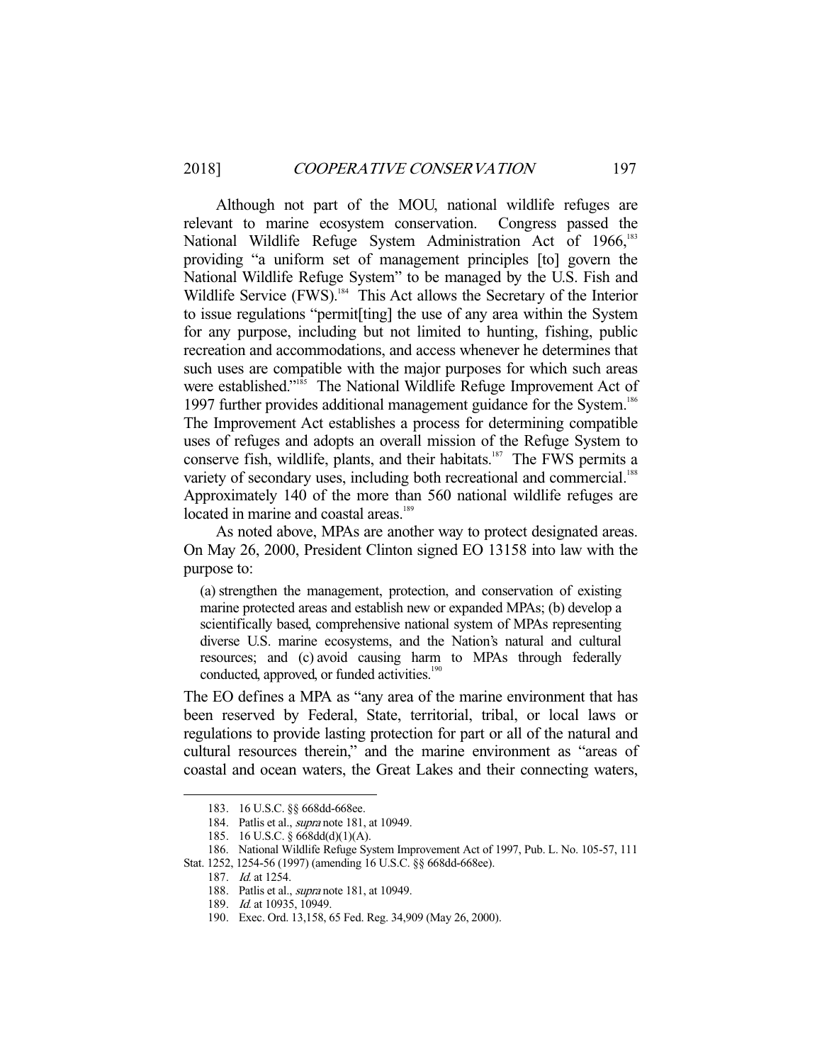Although not part of the MOU, national wildlife refuges are relevant to marine ecosystem conservation. Congress passed the National Wildlife Refuge System Administration Act of 1966,[183] providing "a uniform set of management principles [to] govern the National Wildlife Refuge System" to be managed by the U.S. Fish and Wildlife Service (FWS).[184] This Act allows the Secretary of the Interior to issue regulations "permit[ting] the use of any area within the System for any purpose, including but not limited to hunting, fishing, public recreation and accommodations, and access whenever he determines that such uses are compatible with the major purposes for which such areas were established."[185] The National Wildlife Refuge Improvement Act of 1997 further provides additional management guidance for the System.[186] The Improvement Act establishes a process for determining compatible uses of refuges and adopts an overall mission of the Refuge System to conserve fish, wildlife, plants, and their habitats.[187] The FWS permits a variety of secondary uses, including both recreational and commercial.[188] Approximately 140 of the more than 560 national wildlife refuges are located in marine and coastal areas.[189]

As noted above, MPAs are another way to protect designated areas. On May 26, 2000, President Clinton signed EO 13158 into law with the purpose to:

> (a) strengthen the management, protection, and conservation of existing marine protected areas and establish new or expanded MPAs; (b) develop a scientifically based, comprehensive national system of MPAs representing diverse U.S. marine ecosystems, and the Nation's natural and cultural resources; and (c) avoid causing harm to MPAs through federally conducted, approved, or funded activities.[190]

The EO defines a MPA as "any area of the marine environment that has been reserved by Federal, State, territorial, tribal, or local laws or regulations to provide lasting protection for part or all of the natural and cultural resources therein," and the marine environment as "areas of coastal and ocean waters, the Great Lakes and their connecting waters,

---

183. 16 U.S.C. §§ 668dd-668ee.

184. Patlis et al., *supra* note 181, at 10949.

185. 16 U.S.C. § 668dd(d)(1)(A).

186. National Wildlife Refuge System Improvement Act of 1997, Pub. L. No. 105-57, 111 Stat. 1252, 1254-56 (1997) (amending 16 U.S.C. §§ 668dd-668ee).

187. *Id.* at 1254.

188. Patlis et al., *supra* note 181, at 10949.

189. *Id.* at 10935, 10949.

190. Exec. Ord. 13,158, 65 Fed. Reg. 34,909 (May 26, 2000).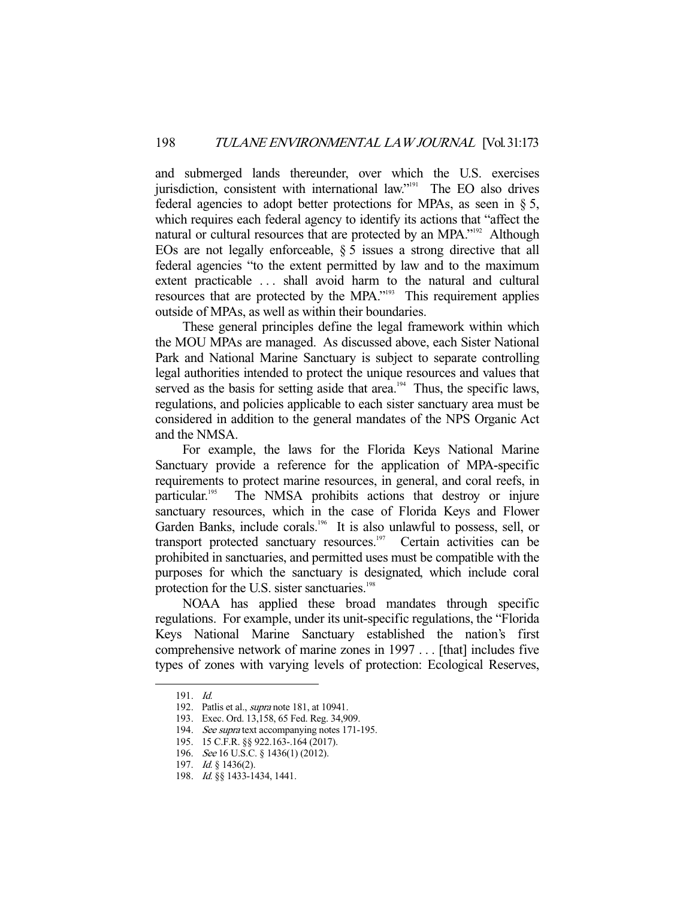and submerged lands thereunder, over which the U.S. exercises jurisdiction, consistent with international law."[191] The EO also drives federal agencies to adopt better protections for MPAs, as seen in § 5, which requires each federal agency to identify its actions that "affect the natural or cultural resources that are protected by an MPA."[192] Although EOs are not legally enforceable, § 5 issues a strong directive that all federal agencies "to the extent permitted by law and to the maximum extent practicable . . . shall avoid harm to the natural and cultural resources that are protected by the MPA."[193] This requirement applies outside of MPAs, as well as within their boundaries.

These general principles define the legal framework within which the MOU MPAs are managed. As discussed above, each Sister National Park and National Marine Sanctuary is subject to separate controlling legal authorities intended to protect the unique resources and values that served as the basis for setting aside that area.[194] Thus, the specific laws, regulations, and policies applicable to each sister sanctuary area must be considered in addition to the general mandates of the NPS Organic Act and the NMSA.

For example, the laws for the Florida Keys National Marine Sanctuary provide a reference for the application of MPA-specific requirements to protect marine resources, in general, and coral reefs, in particular.[195] The NMSA prohibits actions that destroy or injure sanctuary resources, which in the case of Florida Keys and Flower Garden Banks, include corals.[196] It is also unlawful to possess, sell, or transport protected sanctuary resources.[197] Certain activities can be prohibited in sanctuaries, and permitted uses must be compatible with the purposes for which the sanctuary is designated, which include coral protection for the U.S. sister sanctuaries.[198]

NOAA has applied these broad mandates through specific regulations. For example, under its unit-specific regulations, the "Florida Keys National Marine Sanctuary established the nation's first comprehensive network of marine zones in 1997 . . . [that] includes five types of zones with varying levels of protection: Ecological Reserves,

---

191. *Id.*
192. Patlis et al., *supra* note 181, at 10941.
193. Exec. Ord. 13,158, 65 Fed. Reg. 34,909.
194. *See supra* text accompanying notes 171-195.
195. 15 C.F.R. §§ 922.163-.164 (2017).
196. *See* 16 U.S.C. § 1436(1) (2012).
197. *Id.* § 1436(2).
198. *Id.* §§ 1433-1434, 1441.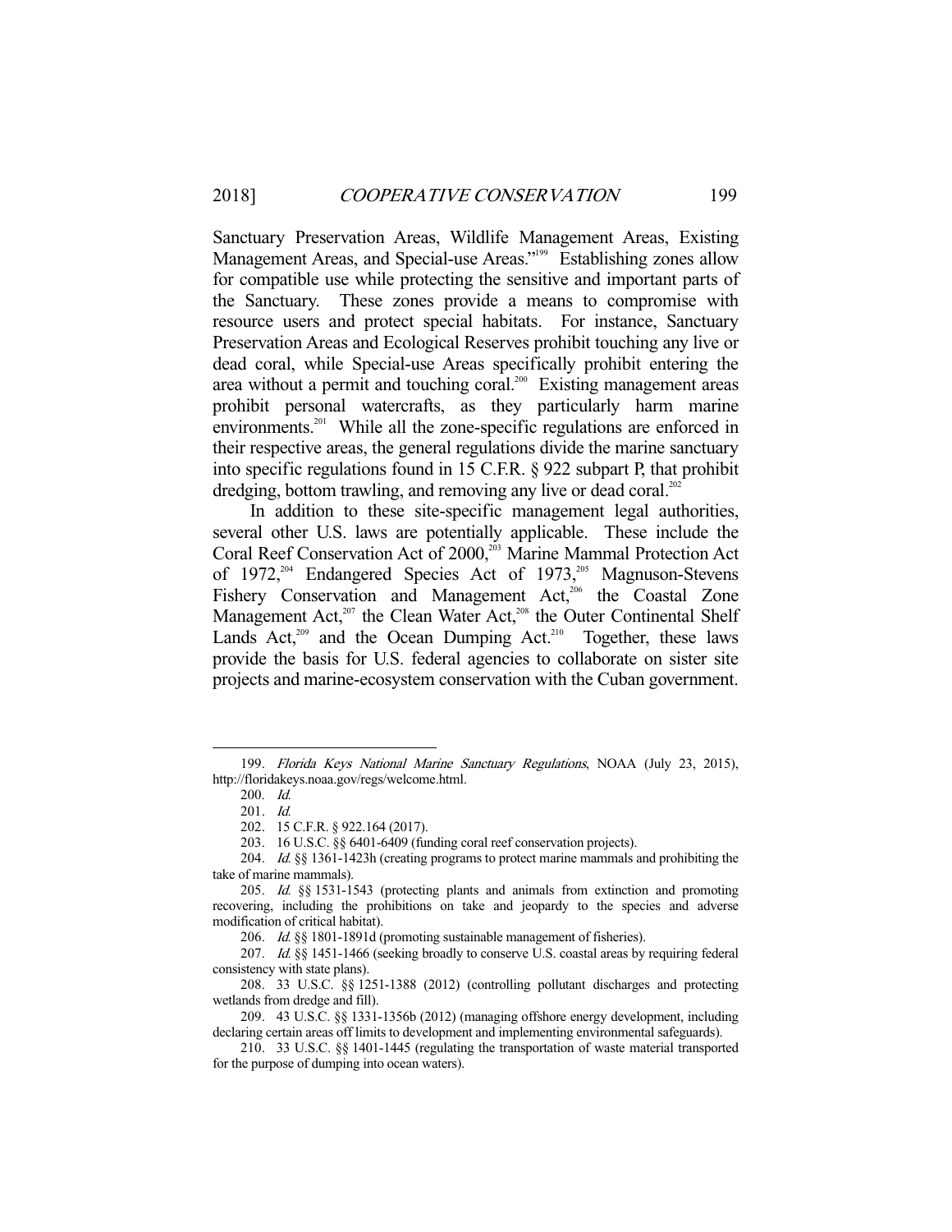Sanctuary Preservation Areas, Wildlife Management Areas, Existing Management Areas, and Special-use Areas."[199] Establishing zones allow for compatible use while protecting the sensitive and important parts of the Sanctuary. These zones provide a means to compromise with resource users and protect special habitats. For instance, Sanctuary Preservation Areas and Ecological Reserves prohibit touching any live or dead coral, while Special-use Areas specifically prohibit entering the area without a permit and touching coral.[200] Existing management areas prohibit personal watercrafts, as they particularly harm marine environments.[201] While all the zone-specific regulations are enforced in their respective areas, the general regulations divide the marine sanctuary into specific regulations found in 15 C.F.R. § 922 subpart P, that prohibit dredging, bottom trawling, and removing any live or dead coral.[202]

In addition to these site-specific management legal authorities, several other U.S. laws are potentially applicable. These include the Coral Reef Conservation Act of 2000,[203] Marine Mammal Protection Act of 1972,[204] Endangered Species Act of 1973,[205] Magnuson-Stevens Fishery Conservation and Management Act,[206] the Coastal Zone Management Act,[207] the Clean Water Act,[208] the Outer Continental Shelf Lands Act,[209] and the Ocean Dumping Act.[210] Together, these laws provide the basis for U.S. federal agencies to collaborate on sister site projects and marine-ecosystem conservation with the Cuban government.

---

199. *Florida Keys National Marine Sanctuary Regulations*, NOAA (July 23, 2015), http://floridakeys.noaa.gov/regs/welcome.html.

200. *Id.*

201. *Id.*

202. 15 C.F.R. § 922.164 (2017).

203. 16 U.S.C. §§ 6401-6409 (funding coral reef conservation projects).

204. *Id.* §§ 1361-1423h (creating programs to protect marine mammals and prohibiting the take of marine mammals).

205. *Id.* §§ 1531-1543 (protecting plants and animals from extinction and promoting recovering, including the prohibitions on take and jeopardy to the species and adverse modification of critical habitat).

206. *Id.* §§ 1801-1891d (promoting sustainable management of fisheries).

207. *Id.* §§ 1451-1466 (seeking broadly to conserve U.S. coastal areas by requiring federal consistency with state plans).

208. 33 U.S.C. §§ 1251-1388 (2012) (controlling pollutant discharges and protecting wetlands from dredge and fill).

209. 43 U.S.C. §§ 1331-1356b (2012) (managing offshore energy development, including declaring certain areas off limits to development and implementing environmental safeguards).

210. 33 U.S.C. §§ 1401-1445 (regulating the transportation of waste material transported for the purpose of dumping into ocean waters).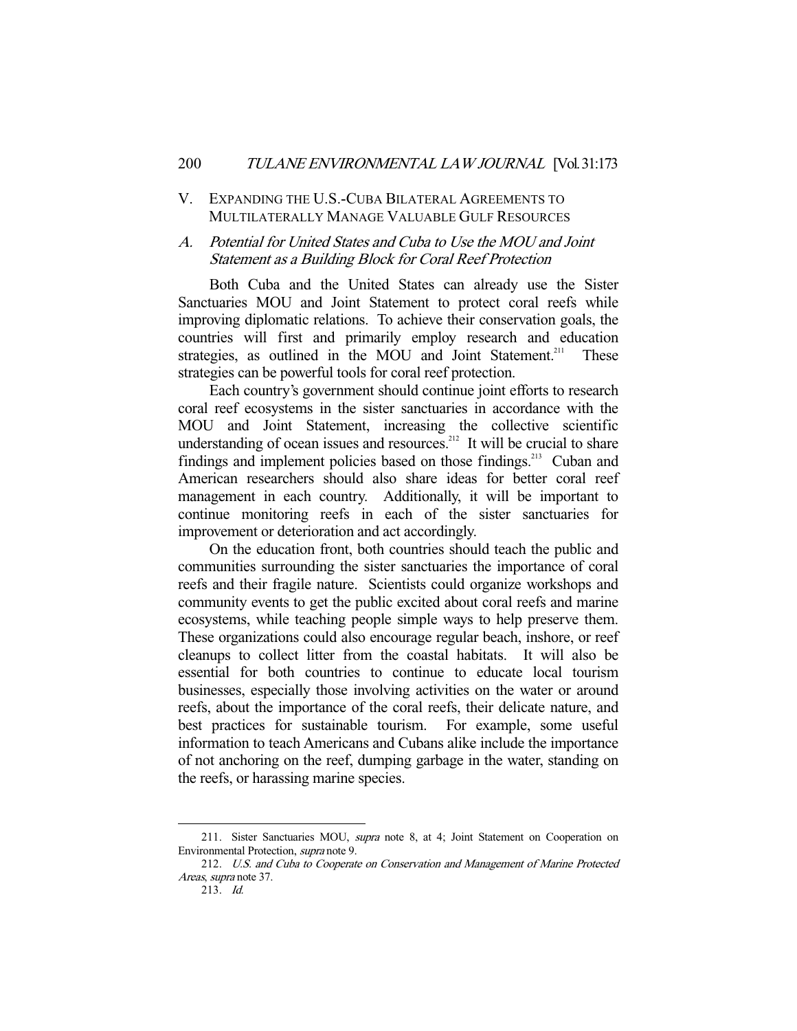## V. EXPANDING THE U.S.-CUBA BILATERAL AGREEMENTS TO MULTILATERALLY MANAGE VALUABLE GULF RESOURCES

### A. *Potential for United States and Cuba to Use the MOU and Joint Statement as a Building Block for Coral Reef Protection*

Both Cuba and the United States can already use the Sister Sanctuaries MOU and Joint Statement to protect coral reefs while improving diplomatic relations. To achieve their conservation goals, the countries will first and primarily employ research and education strategies, as outlined in the MOU and Joint Statement.[211] These strategies can be powerful tools for coral reef protection.

Each country's government should continue joint efforts to research coral reef ecosystems in the sister sanctuaries in accordance with the MOU and Joint Statement, increasing the collective scientific understanding of ocean issues and resources.[212] It will be crucial to share findings and implement policies based on those findings.[213] Cuban and American researchers should also share ideas for better coral reef management in each country. Additionally, it will be important to continue monitoring reefs in each of the sister sanctuaries for improvement or deterioration and act accordingly.

On the education front, both countries should teach the public and communities surrounding the sister sanctuaries the importance of coral reefs and their fragile nature. Scientists could organize workshops and community events to get the public excited about coral reefs and marine ecosystems, while teaching people simple ways to help preserve them. These organizations could also encourage regular beach, inshore, or reef cleanups to collect litter from the coastal habitats. It will also be essential for both countries to continue to educate local tourism businesses, especially those involving activities on the water or around reefs, about the importance of the coral reefs, their delicate nature, and best practices for sustainable tourism. For example, some useful information to teach Americans and Cubans alike include the importance of not anchoring on the reef, dumping garbage in the water, standing on the reefs, or harassing marine species.

---

211. Sister Sanctuaries MOU, *supra* note 8, at 4; Joint Statement on Cooperation on Environmental Protection, *supra* note 9.

212. *U.S. and Cuba to Cooperate on Conservation and Management of Marine Protected Areas*, *supra* note 37.

213. *Id.*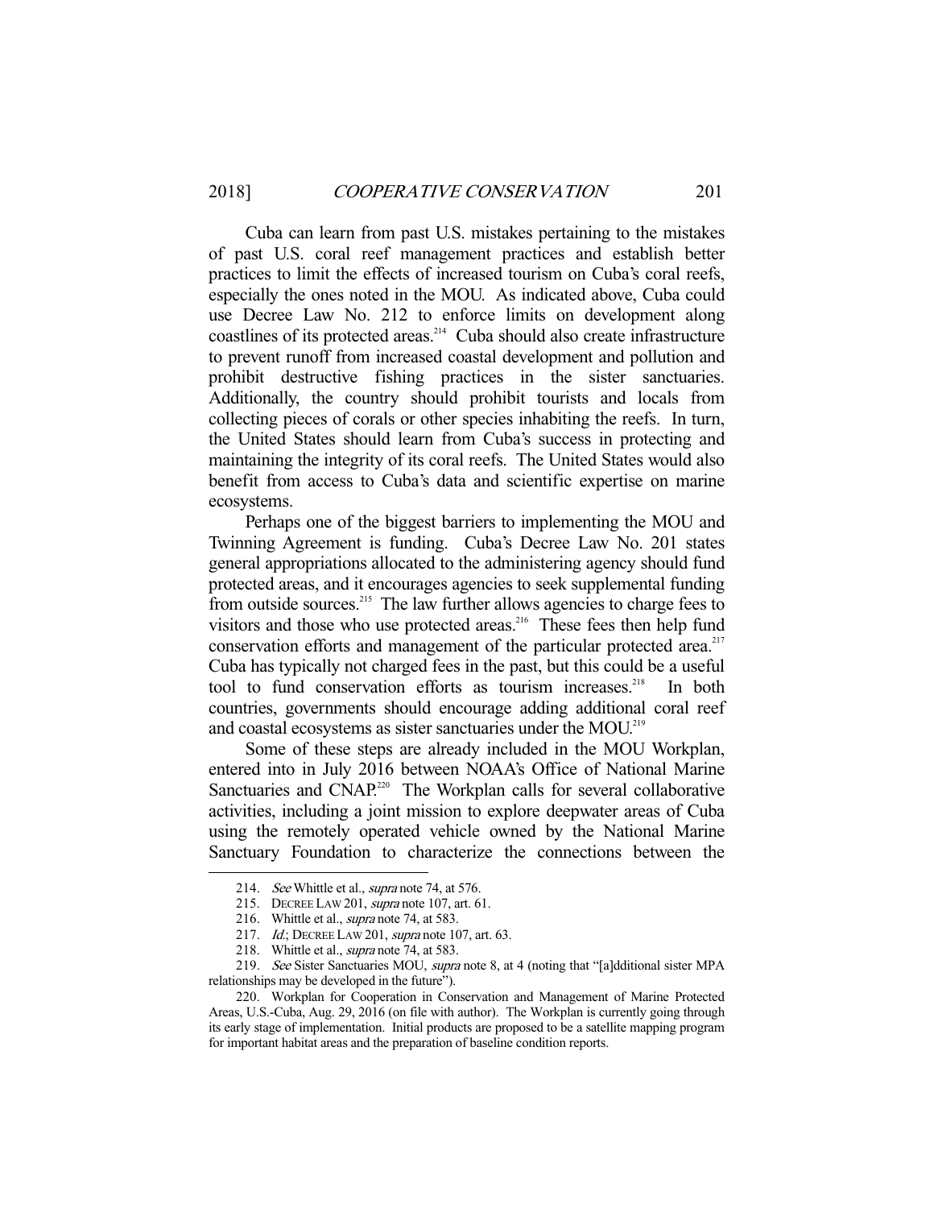Cuba can learn from past U.S. mistakes pertaining to the mistakes of past U.S. coral reef management practices and establish better practices to limit the effects of increased tourism on Cuba's coral reefs, especially the ones noted in the MOU. As indicated above, Cuba could use Decree Law No. 212 to enforce limits on development along coastlines of its protected areas.[214] Cuba should also create infrastructure to prevent runoff from increased coastal development and pollution and prohibit destructive fishing practices in the sister sanctuaries. Additionally, the country should prohibit tourists and locals from collecting pieces of corals or other species inhabiting the reefs. In turn, the United States should learn from Cuba's success in protecting and maintaining the integrity of its coral reefs. The United States would also benefit from access to Cuba's data and scientific expertise on marine ecosystems.

Perhaps one of the biggest barriers to implementing the MOU and Twinning Agreement is funding. Cuba's Decree Law No. 201 states general appropriations allocated to the administering agency should fund protected areas, and it encourages agencies to seek supplemental funding from outside sources.[215] The law further allows agencies to charge fees to visitors and those who use protected areas.[216] These fees then help fund conservation efforts and management of the particular protected area.[217] Cuba has typically not charged fees in the past, but this could be a useful tool to fund conservation efforts as tourism increases.[218] In both countries, governments should encourage adding additional coral reef and coastal ecosystems as sister sanctuaries under the MOU.[219]

Some of these steps are already included in the MOU Workplan, entered into in July 2016 between NOAA's Office of National Marine Sanctuaries and CNAP.[220] The Workplan calls for several collaborative activities, including a joint mission to explore deepwater areas of Cuba using the remotely operated vehicle owned by the National Marine Sanctuary Foundation to characterize the connections between the

---

214. *See* Whittle et al., *supra* note 74, at 576.

215. DECREE LAW 201, *supra* note 107, art. 61.

216. Whittle et al., *supra* note 74, at 583.

217. *Id.*; DECREE LAW 201, *supra* note 107, art. 63.

218. Whittle et al., *supra* note 74, at 583.

219. *See* Sister Sanctuaries MOU, *supra* note 8, at 4 (noting that "[a]dditional sister MPA relationships may be developed in the future").

220. Workplan for Cooperation in Conservation and Management of Marine Protected Areas, U.S.-Cuba, Aug. 29, 2016 (on file with author). The Workplan is currently going through its early stage of implementation. Initial products are proposed to be a satellite mapping program for important habitat areas and the preparation of baseline condition reports.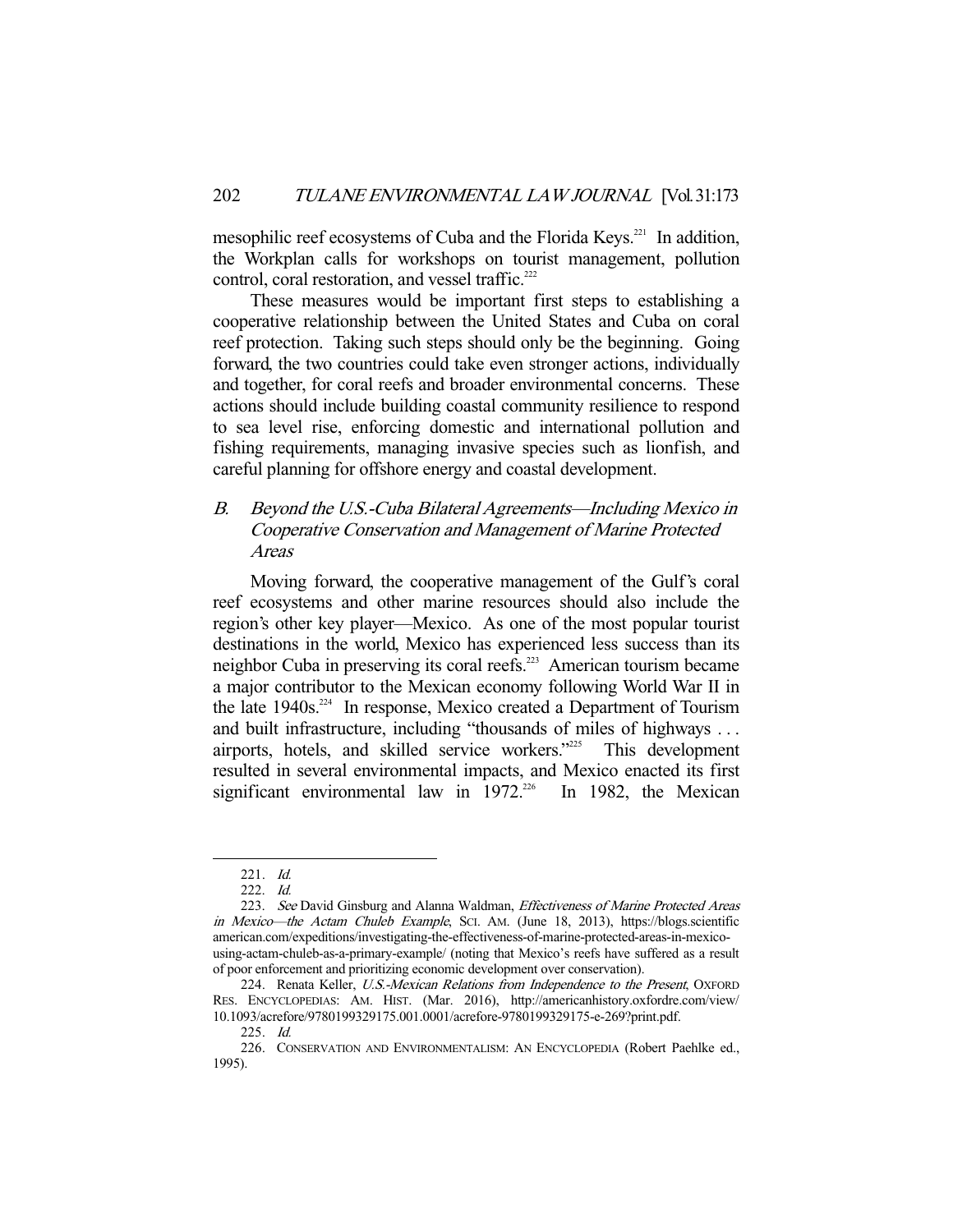mesophilic reef ecosystems of Cuba and the Florida Keys.[221] In addition, the Workplan calls for workshops on tourist management, pollution control, coral restoration, and vessel traffic.[222]

These measures would be important first steps to establishing a cooperative relationship between the United States and Cuba on coral reef protection. Taking such steps should only be the beginning. Going forward, the two countries could take even stronger actions, individually and together, for coral reefs and broader environmental concerns. These actions should include building coastal community resilience to respond to sea level rise, enforcing domestic and international pollution and fishing requirements, managing invasive species such as lionfish, and careful planning for offshore energy and coastal development.

### *B. Beyond the U.S.-Cuba Bilateral Agreements—Including Mexico in Cooperative Conservation and Management of Marine Protected Areas*

Moving forward, the cooperative management of the Gulf's coral reef ecosystems and other marine resources should also include the region's other key player—Mexico. As one of the most popular tourist destinations in the world, Mexico has experienced less success than its neighbor Cuba in preserving its coral reefs.[223] American tourism became a major contributor to the Mexican economy following World War II in the late 1940s.[224] In response, Mexico created a Department of Tourism and built infrastructure, including "thousands of miles of highways . . . airports, hotels, and skilled service workers."[225] This development resulted in several environmental impacts, and Mexico enacted its first significant environmental law in 1972.[226] In 1982, the Mexican

---

221. *Id.*

222. *Id.*

223. *See* David Ginsburg and Alanna Waldman, *Effectiveness of Marine Protected Areas in Mexico—the Actam Chuleb Example*, SCI. AM. (June 18, 2013), https://blogs.scientificamerican.com/expeditions/investigating-the-effectiveness-of-marine-protected-areas-in-mexico-using-actam-chuleb-as-a-primary-example/ (noting that Mexico's reefs have suffered as a result of poor enforcement and prioritizing economic development over conservation).

224. Renata Keller, *U.S.-Mexican Relations from Independence to the Present*, OXFORD RES. ENCYCLOPEDIAS: AM. HIST. (Mar. 2016), http://americanhistory.oxfordre.com/view/10.1093/acrefore/9780199329175.001.0001/acrefore-9780199329175-e-269?print.pdf.

225. *Id.*

226. CONSERVATION AND ENVIRONMENTALISM: AN ENCYCLOPEDIA (Robert Paehlke ed., 1995).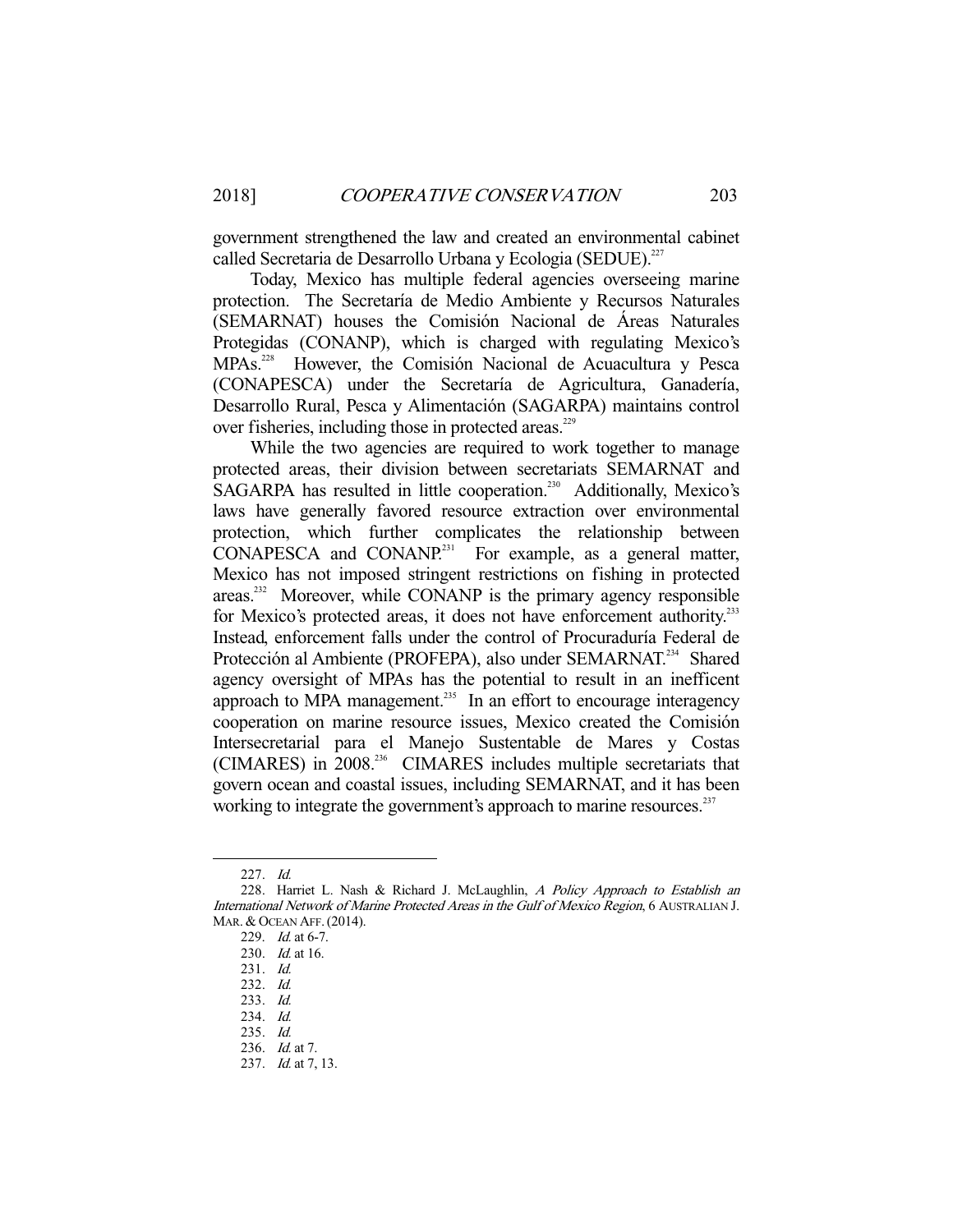government strengthened the law and created an environmental cabinet called Secretaria de Desarrollo Urbana y Ecologia (SEDUE).[227]

Today, Mexico has multiple federal agencies overseeing marine protection. The Secretaría de Medio Ambiente y Recursos Naturales (SEMARNAT) houses the Comisión Nacional de Áreas Naturales Protegidas (CONANP), which is charged with regulating Mexico's MPAs.[228] However, the Comisión Nacional de Acuacultura y Pesca (CONAPESCA) under the Secretaría de Agricultura, Ganadería, Desarrollo Rural, Pesca y Alimentación (SAGARPA) maintains control over fisheries, including those in protected areas.[229]

While the two agencies are required to work together to manage protected areas, their division between secretariats SEMARNAT and SAGARPA has resulted in little cooperation.[230] Additionally, Mexico's laws have generally favored resource extraction over environmental protection, which further complicates the relationship between CONAPESCA and CONANP.[231] For example, as a general matter, Mexico has not imposed stringent restrictions on fishing in protected areas.[232] Moreover, while CONANP is the primary agency responsible for Mexico's protected areas, it does not have enforcement authority.[233] Instead, enforcement falls under the control of Procuraduría Federal de Protección al Ambiente (PROFEPA), also under SEMARNAT.[234] Shared agency oversight of MPAs has the potential to result in an inefficent approach to MPA management.[235] In an effort to encourage interagency cooperation on marine resource issues, Mexico created the Comisión Intersecretarial para el Manejo Sustentable de Mares y Costas (CIMARES) in 2008.[236] CIMARES includes multiple secretariats that govern ocean and coastal issues, including SEMARNAT, and it has been working to integrate the government's approach to marine resources.[237]

---

227. *Id.*

228. Harriet L. Nash & Richard J. McLaughlin, *A Policy Approach to Establish an International Network of Marine Protected Areas in the Gulf of Mexico Region*, 6 AUSTRALIAN J. MAR. & OCEAN AFF. (2014).

229. *Id.* at 6-7.

230. *Id.* at 16.

231. *Id.*

232. *Id.*

233. *Id.*

234. *Id.*

235. *Id.*

236. *Id.* at 7.

237. *Id.* at 7, 13.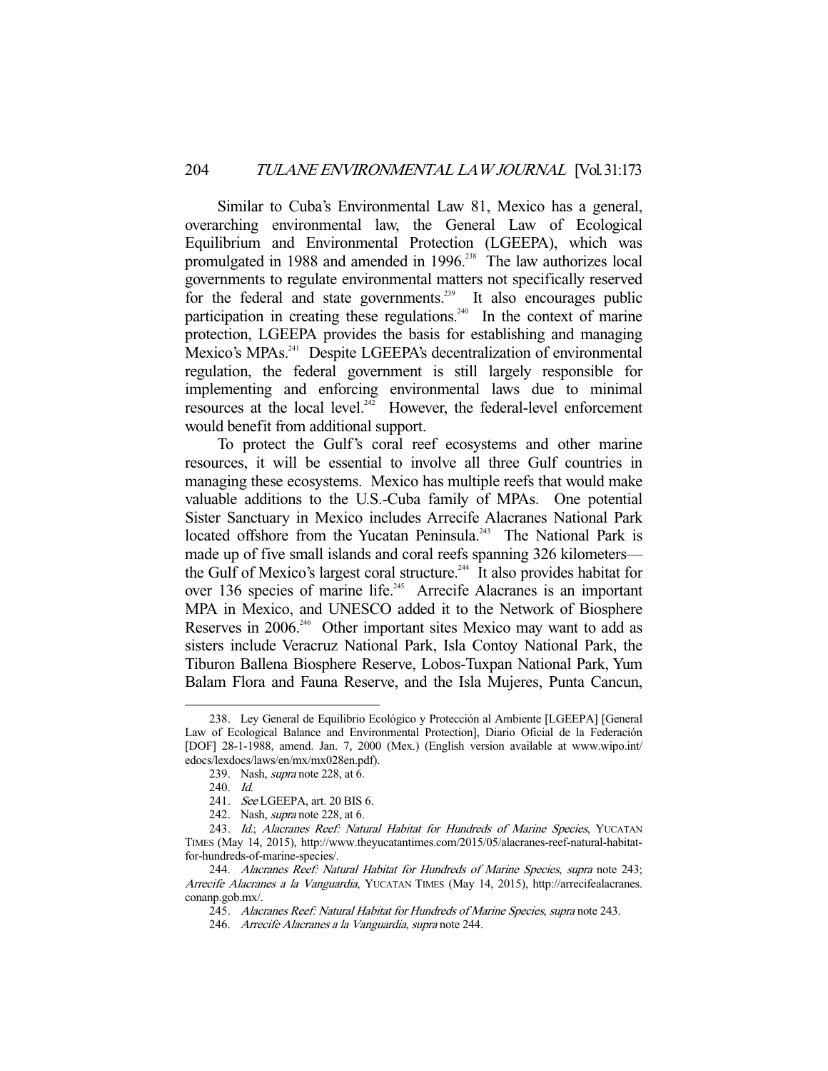Similar to Cuba's Environmental Law 81, Mexico has a general, overarching environmental law, the General Law of Ecological Equilibrium and Environmental Protection (LGEEPA), which was promulgated in 1988 and amended in 1996.[238] The law authorizes local governments to regulate environmental matters not specifically reserved for the federal and state governments.[239] It also encourages public participation in creating these regulations.[240] In the context of marine protection, LGEEPA provides the basis for establishing and managing Mexico's MPAs.[241] Despite LGEEPA's decentralization of environmental regulation, the federal government is still largely responsible for implementing and enforcing environmental laws due to minimal resources at the local level.[242] However, the federal-level enforcement would benefit from additional support.

To protect the Gulf's coral reef ecosystems and other marine resources, it will be essential to involve all three Gulf countries in managing these ecosystems. Mexico has multiple reefs that would make valuable additions to the U.S.-Cuba family of MPAs. One potential Sister Sanctuary in Mexico includes Arrecife Alacranes National Park located offshore from the Yucatan Peninsula.[243] The National Park is made up of five small islands and coral reefs spanning 326 kilometers—the Gulf of Mexico's largest coral structure.[244] It also provides habitat for over 136 species of marine life.[245] Arrecife Alacranes is an important MPA in Mexico, and UNESCO added it to the Network of Biosphere Reserves in 2006.[246] Other important sites Mexico may want to add as sisters include Veracruz National Park, Isla Contoy National Park, the Tiburon Ballena Biosphere Reserve, Lobos-Tuxpan National Park, Yum Balam Flora and Fauna Reserve, and the Isla Mujeres, Punta Cancun,

---

238. Ley General de Equilibrio Ecológico y Protección al Ambiente [LGEEPA] [General Law of Ecological Balance and Environmental Protection], Diario Oficial de la Federación [DOF] 28-1-1988, amend. Jan. 7, 2000 (Mex.) (English version available at www.wipo.int/edocs/lexdocs/laws/en/mx/mx028en.pdf).

239. Nash, *supra* note 228, at 6.

240. *Id.*

241. *See* LGEEPA, art. 20 BIS 6.

242. Nash, *supra* note 228, at 6.

243. *Id.*; *Alacranes Reef: Natural Habitat for Hundreds of Marine Species*, YUCATAN TIMES (May 14, 2015), http://www.theyucatantimes.com/2015/05/alacranes-reef-natural-habitat-for-hundreds-of-marine-species/.

244. *Alacranes Reef: Natural Habitat for Hundreds of Marine Species*, *supra* note 243; *Arrecife Alacranes a la Vanguardia*, YUCATAN TIMES (May 14, 2015), http://arrecifealacranes.conanp.gob.mx/.

245. *Alacranes Reef: Natural Habitat for Hundreds of Marine Species*, *supra* note 243.

246. *Arrecife Alacranes a la Vanguardia*, *supra* note 244.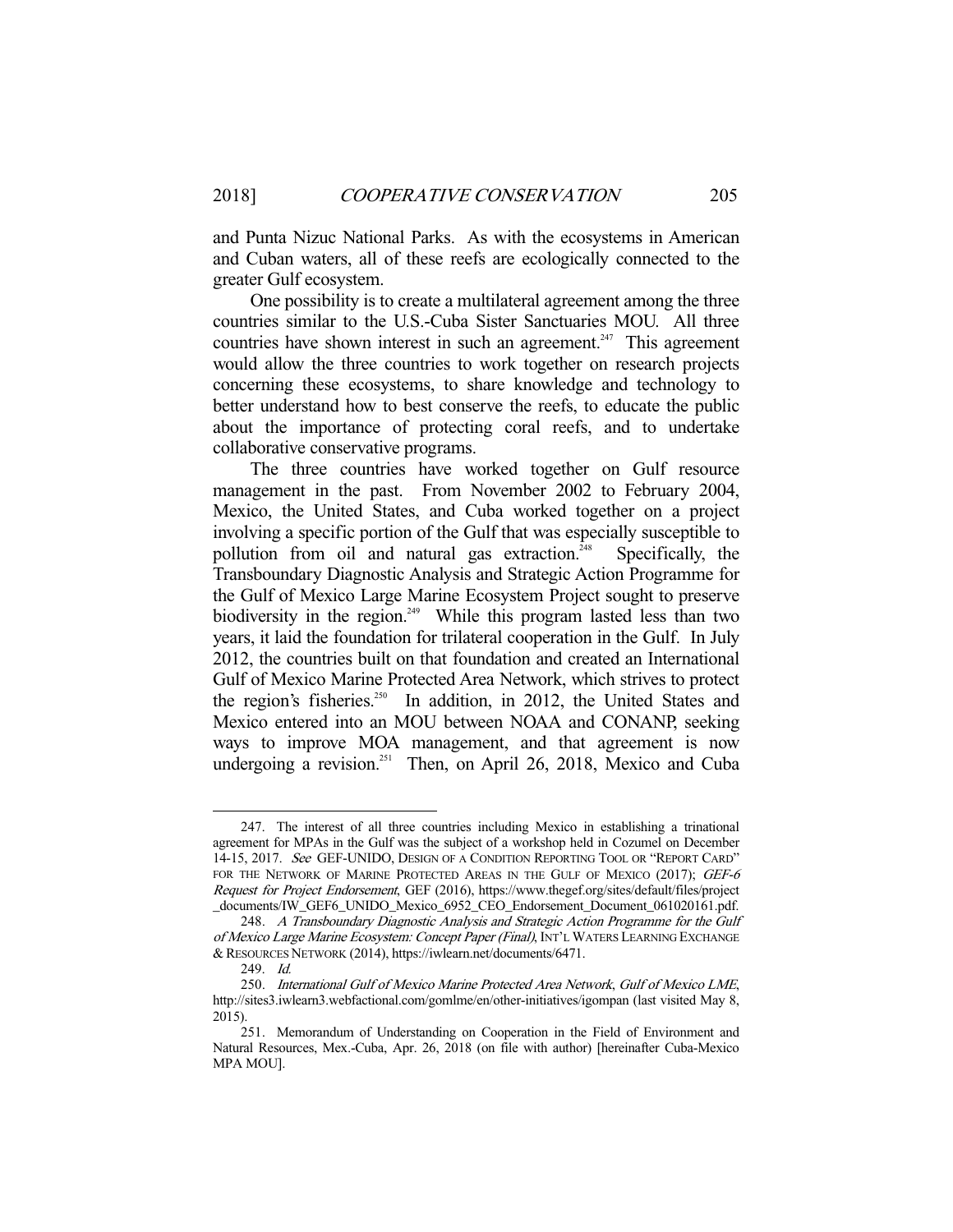and Punta Nizuc National Parks. As with the ecosystems in American and Cuban waters, all of these reefs are ecologically connected to the greater Gulf ecosystem.

One possibility is to create a multilateral agreement among the three countries similar to the U.S.-Cuba Sister Sanctuaries MOU. All three countries have shown interest in such an agreement.[247] This agreement would allow the three countries to work together on research projects concerning these ecosystems, to share knowledge and technology to better understand how to best conserve the reefs, to educate the public about the importance of protecting coral reefs, and to undertake collaborative conservative programs.

The three countries have worked together on Gulf resource management in the past. From November 2002 to February 2004, Mexico, the United States, and Cuba worked together on a project involving a specific portion of the Gulf that was especially susceptible to pollution from oil and natural gas extraction.[248] Specifically, the Transboundary Diagnostic Analysis and Strategic Action Programme for the Gulf of Mexico Large Marine Ecosystem Project sought to preserve biodiversity in the region.[249] While this program lasted less than two years, it laid the foundation for trilateral cooperation in the Gulf. In July 2012, the countries built on that foundation and created an International Gulf of Mexico Marine Protected Area Network, which strives to protect the region's fisheries.[250] In addition, in 2012, the United States and Mexico entered into an MOU between NOAA and CONANP, seeking ways to improve MOA management, and that agreement is now undergoing a revision.[251] Then, on April 26, 2018, Mexico and Cuba

---

247. The interest of all three countries including Mexico in establishing a trinational agreement for MPAs in the Gulf was the subject of a workshop held in Cozumel on December 14-15, 2017. *See* GEF-UNIDO, DESIGN OF A CONDITION REPORTING TOOL OR "REPORT CARD" FOR THE NETWORK OF MARINE PROTECTED AREAS IN THE GULF OF MEXICO (2017); *GEF-6 Request for Project Endorsement*, GEF (2016), https://www.thegef.org/sites/default/files/project_documents/IW_GEF6_UNIDO_Mexico_6952_CEO_Endorsement_Document_061020161.pdf.

248. *A Transboundary Diagnostic Analysis and Strategic Action Programme for the Gulf of Mexico Large Marine Ecosystem: Concept Paper (Final)*, INT'L WATERS LEARNING EXCHANGE & RESOURCES NETWORK (2014), https://iwlearn.net/documents/6471.

249. *Id.*

250. *International Gulf of Mexico Marine Protected Area Network*, *Gulf of Mexico LME*, http://sites3.iwlearn3.webfactional.com/gomlme/en/other-initiatives/igompan (last visited May 8, 2015).

251. Memorandum of Understanding on Cooperation in the Field of Environment and Natural Resources, Mex.-Cuba, Apr. 26, 2018 (on file with author) [hereinafter Cuba-Mexico MPA MOU].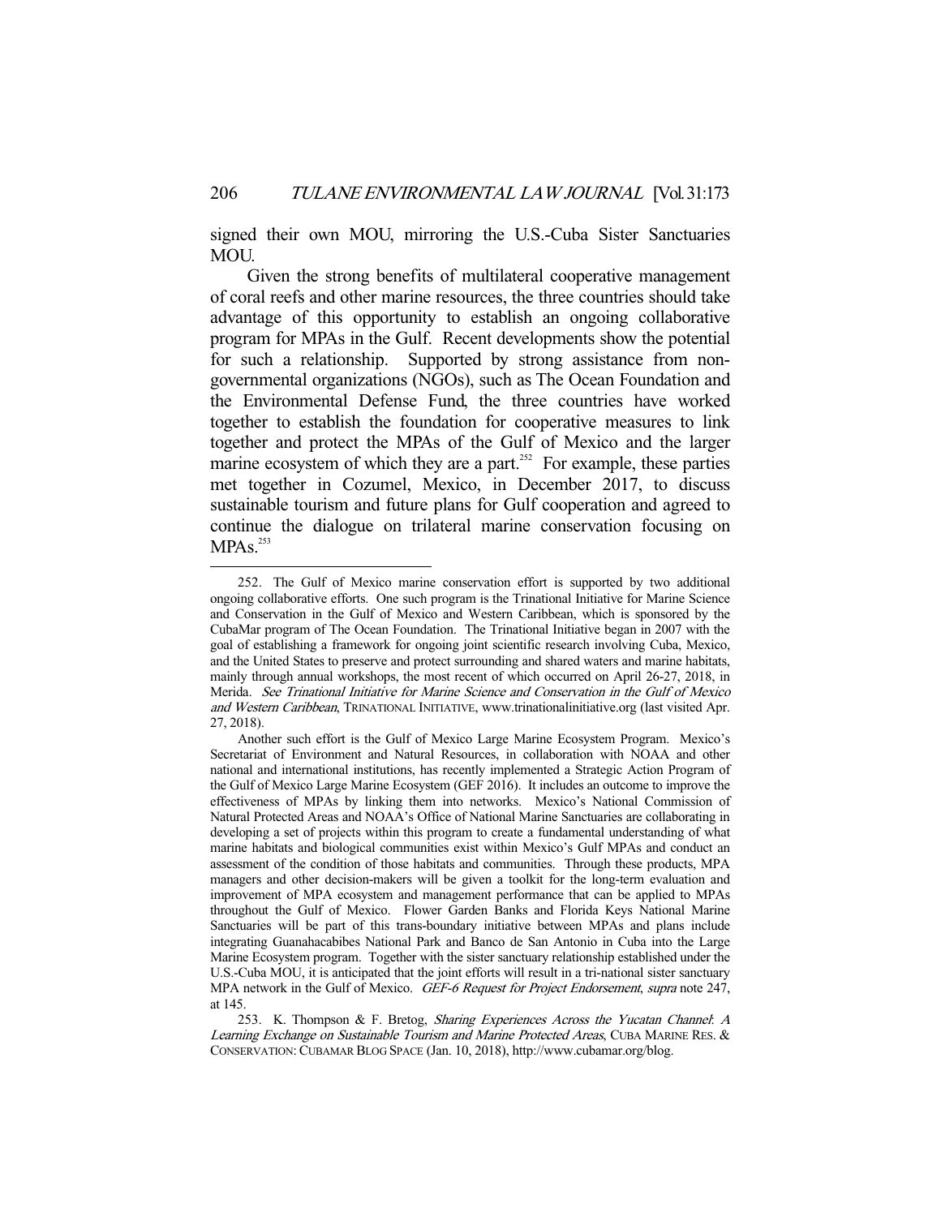signed their own MOU, mirroring the U.S.-Cuba Sister Sanctuaries MOU.

Given the strong benefits of multilateral cooperative management of coral reefs and other marine resources, the three countries should take advantage of this opportunity to establish an ongoing collaborative program for MPAs in the Gulf. Recent developments show the potential for such a relationship. Supported by strong assistance from non-governmental organizations (NGOs), such as The Ocean Foundation and the Environmental Defense Fund, the three countries have worked together to establish the foundation for cooperative measures to link together and protect the MPAs of the Gulf of Mexico and the larger marine ecosystem of which they are a part.[252] For example, these parties met together in Cozumel, Mexico, in December 2017, to discuss sustainable tourism and future plans for Gulf cooperation and agreed to continue the dialogue on trilateral marine conservation focusing on MPAs.[253]

---

252. The Gulf of Mexico marine conservation effort is supported by two additional ongoing collaborative efforts. One such program is the Trinational Initiative for Marine Science and Conservation in the Gulf of Mexico and Western Caribbean, which is sponsored by the CubaMar program of The Ocean Foundation. The Trinational Initiative began in 2007 with the goal of establishing a framework for ongoing joint scientific research involving Cuba, Mexico, and the United States to preserve and protect surrounding and shared waters and marine habitats, mainly through annual workshops, the most recent of which occurred on April 26-27, 2018, in Merida. *See Trinational Initiative for Marine Science and Conservation in the Gulf of Mexico and Western Caribbean*, TRINATIONAL INITIATIVE, www.trinationalinitiative.org (last visited Apr. 27, 2018).

Another such effort is the Gulf of Mexico Large Marine Ecosystem Program. Mexico's Secretariat of Environment and Natural Resources, in collaboration with NOAA and other national and international institutions, has recently implemented a Strategic Action Program of the Gulf of Mexico Large Marine Ecosystem (GEF 2016). It includes an outcome to improve the effectiveness of MPAs by linking them into networks. Mexico's National Commission of Natural Protected Areas and NOAA's Office of National Marine Sanctuaries are collaborating in developing a set of projects within this program to create a fundamental understanding of what marine habitats and biological communities exist within Mexico's Gulf MPAs and conduct an assessment of the condition of those habitats and communities. Through these products, MPA managers and other decision-makers will be given a toolkit for the long-term evaluation and improvement of MPA ecosystem and management performance that can be applied to MPAs throughout the Gulf of Mexico. Flower Garden Banks and Florida Keys National Marine Sanctuaries will be part of this trans-boundary initiative between MPAs and plans include integrating Guanahacabibes National Park and Banco de San Antonio in Cuba into the Large Marine Ecosystem program. Together with the sister sanctuary relationship established under the U.S.-Cuba MOU, it is anticipated that the joint efforts will result in a tri-national sister sanctuary MPA network in the Gulf of Mexico. *GEF-6 Request for Project Endorsement*, *supra* note 247, at 145.

253. K. Thompson & F. Bretog, *Sharing Experiences Across the Yucatan Channel: A Learning Exchange on Sustainable Tourism and Marine Protected Areas*, CUBA MARINE RES. & CONSERVATION: CUBAMAR BLOG SPACE (Jan. 10, 2018), http://www.cubamar.org/blog.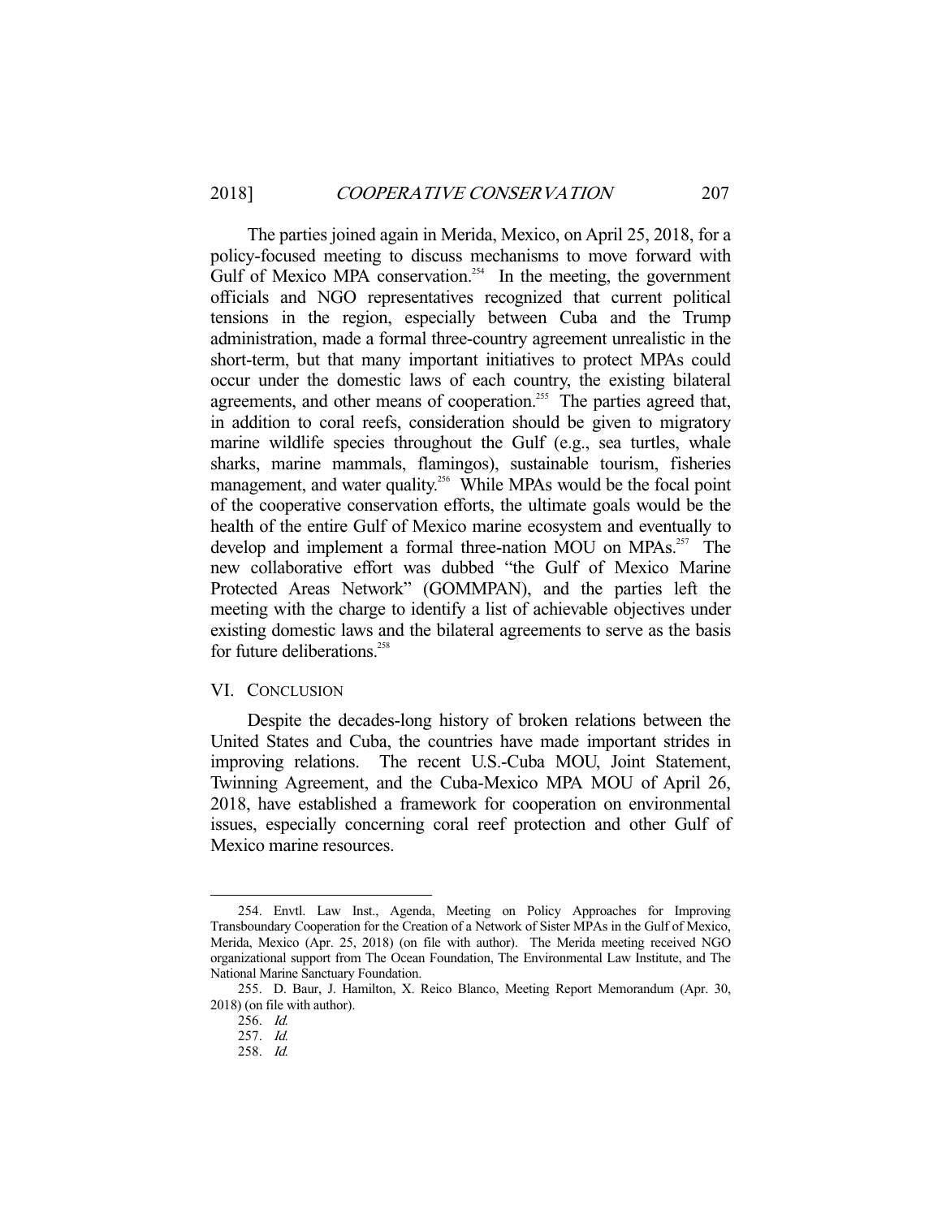The parties joined again in Merida, Mexico, on April 25, 2018, for a policy-focused meeting to discuss mechanisms to move forward with Gulf of Mexico MPA conservation.[254] In the meeting, the government officials and NGO representatives recognized that current political tensions in the region, especially between Cuba and the Trump administration, made a formal three-country agreement unrealistic in the short-term, but that many important initiatives to protect MPAs could occur under the domestic laws of each country, the existing bilateral agreements, and other means of cooperation.[255] The parties agreed that, in addition to coral reefs, consideration should be given to migratory marine wildlife species throughout the Gulf (e.g., sea turtles, whale sharks, marine mammals, flamingos), sustainable tourism, fisheries management, and water quality.[256] While MPAs would be the focal point of the cooperative conservation efforts, the ultimate goals would be the health of the entire Gulf of Mexico marine ecosystem and eventually to develop and implement a formal three-nation MOU on MPAs.[257] The new collaborative effort was dubbed "the Gulf of Mexico Marine Protected Areas Network" (GOMMPAN), and the parties left the meeting with the charge to identify a list of achievable objectives under existing domestic laws and the bilateral agreements to serve as the basis for future deliberations.[258]

## VI. Conclusion

Despite the decades-long history of broken relations between the United States and Cuba, the countries have made important strides in improving relations. The recent U.S.-Cuba MOU, Joint Statement, Twinning Agreement, and the Cuba-Mexico MPA MOU of April 26, 2018, have established a framework for cooperation on environmental issues, especially concerning coral reef protection and other Gulf of Mexico marine resources.

---

254. Envtl. Law Inst., Agenda, Meeting on Policy Approaches for Improving Transboundary Cooperation for the Creation of a Network of Sister MPAs in the Gulf of Mexico, Merida, Mexico (Apr. 25, 2018) (on file with author). The Merida meeting received NGO organizational support from The Ocean Foundation, The Environmental Law Institute, and The National Marine Sanctuary Foundation.

255. D. Baur, J. Hamilton, X. Reico Blanco, Meeting Report Memorandum (Apr. 30, 2018) (on file with author).

256. *Id.*

257. *Id.*

258. *Id.*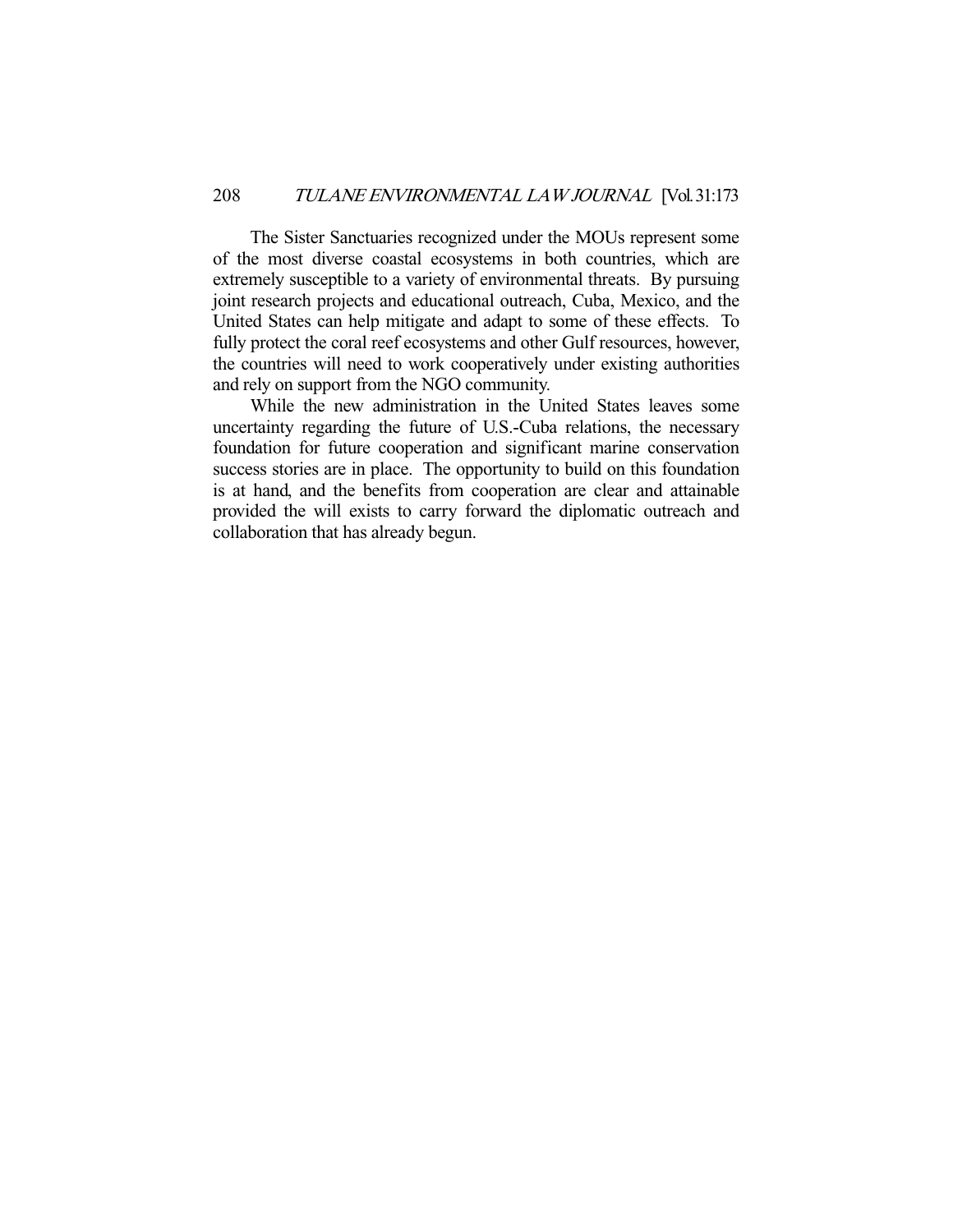The Sister Sanctuaries recognized under the MOUs represent some of the most diverse coastal ecosystems in both countries, which are extremely susceptible to a variety of environmental threats. By pursuing joint research projects and educational outreach, Cuba, Mexico, and the United States can help mitigate and adapt to some of these effects. To fully protect the coral reef ecosystems and other Gulf resources, however, the countries will need to work cooperatively under existing authorities and rely on support from the NGO community.

While the new administration in the United States leaves some uncertainty regarding the future of U.S.-Cuba relations, the necessary foundation for future cooperation and significant marine conservation success stories are in place. The opportunity to build on this foundation is at hand, and the benefits from cooperation are clear and attainable provided the will exists to carry forward the diplomatic outreach and collaboration that has already begun.